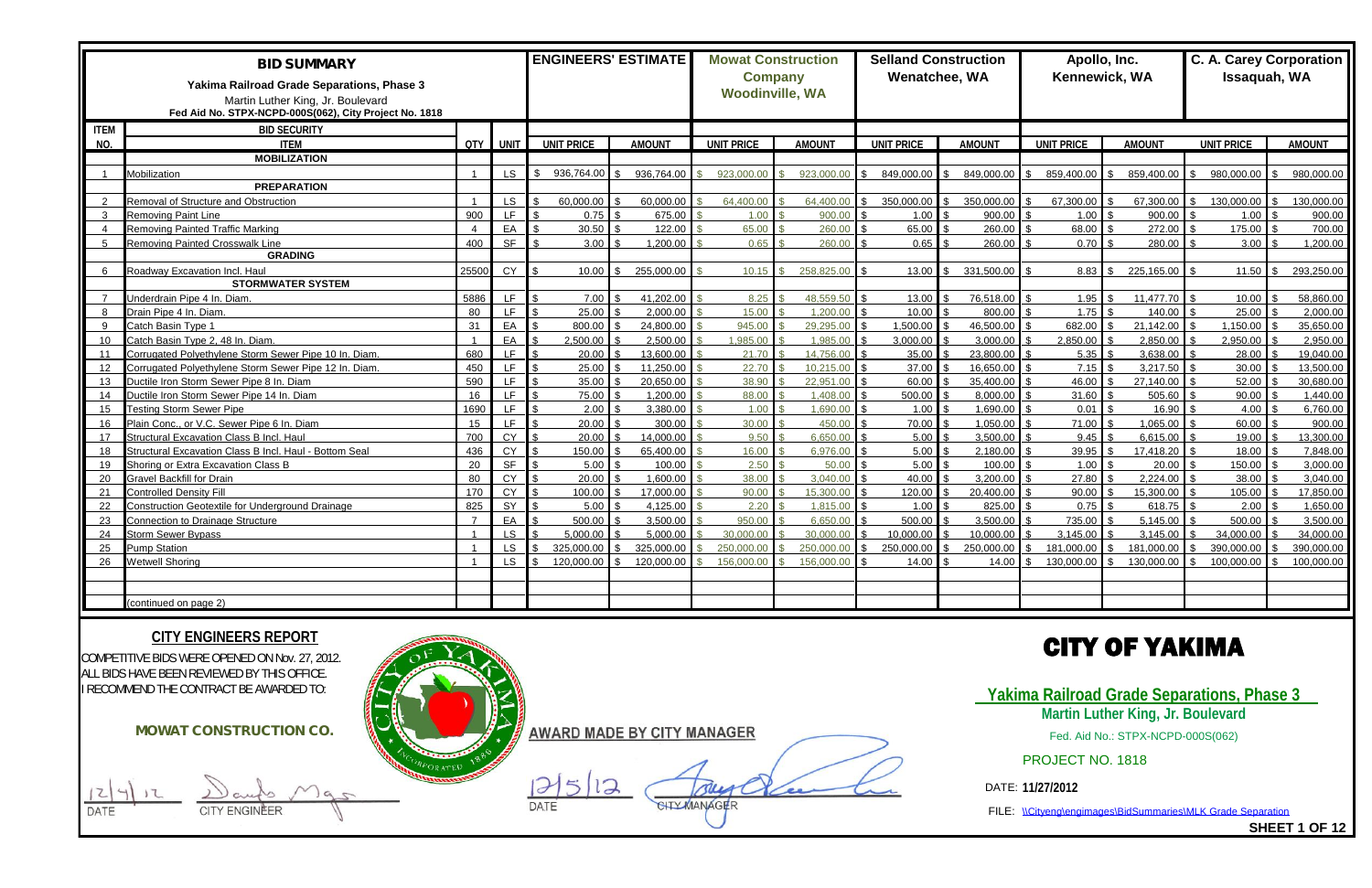# BID SUMMARY

**Yakima Railroad Grade Separations, Phase 3**

Martin Luther King, Jr. Boulevard

Fed Aid No. STPX-NCPD-000S(062), City Project No. 1818

| ITEM NO. | ITEM | QTY | UNIT | ENGINEERS' ESTIMATE UNIT PRICE | ENGINEERS' ESTIMATE AMOUNT | Mowat Construction Company Woodinville, WA UNIT PRICE | Mowat Construction Company Woodinville, WA AMOUNT | Selland Construction Wenatchee, WA UNIT PRICE | Selland Construction Wenatchee, WA AMOUNT | Apollo, Inc. Kennewick, WA UNIT PRICE | Apollo, Inc. Kennewick, WA AMOUNT | C. A. Carey Corporation Issaquah, WA UNIT PRICE | C. A. Carey Corporation Issaquah, WA AMOUNT |
|---|---|---|---|---|---|---|---|---|---|---|---|---|---|
| | BID SECURITY | | | | | | | | | | | | |
| | **MOBILIZATION** | | | | | | | | | | | | |
| 1 | Mobilization | 1 | LS | $ 936,764.00 | $ 936,764.00 | $ 923,000.00 | $ 923,000.00 | $ 849,000.00 | $ 849,000.00 | $ 859,400.00 | $ 859,400.00 | $ 980,000.00 | $ 980,000.00 |
| | **PREPARATION** | | | | | | | | | | | | |
| 2 | Removal of Structure and Obstruction | 1 | LS | $ 60,000.00 | $ 60,000.00 | $ 64,400.00 | $ 64,400.00 | $ 350,000.00 | $ 350,000.00 | $ 67,300.00 | $ 67,300.00 | $ 130,000.00 | $ 130,000.00 |
| 3 | Removing Paint Line | 900 | LF | $ 0.75 | $ 675.00 | $ 1.00 | $ 900.00 | $ 1.00 | $ 900.00 | $ 1.00 | $ 900.00 | $ 1.00 | $ 900.00 |
| 4 | Removing Painted Traffic Marking | 4 | EA | $ 30.50 | $ 122.00 | $ 65.00 | $ 260.00 | $ 65.00 | $ 260.00 | $ 68.00 | $ 272.00 | $ 175.00 | $ 700.00 |
| 5 | Removing Painted Crosswalk Line | 400 | SF | $ 3.00 | $ 1,200.00 | $ 0.65 | $ 260.00 | $ 0.65 | $ 260.00 | $ 0.70 | $ 280.00 | $ 3.00 | $ 1,200.00 |
| | **GRADING** | | | | | | | | | | | | |
| 6 | Roadway Excavation Incl. Haul | 25500 | CY | $ 10.00 | $ 255,000.00 | $ 10.15 | $ 258,825.00 | $ 13.00 | $ 331,500.00 | $ 8.83 | $ 225,165.00 | $ 11.50 | $ 293,250.00 |
| | **STORMWATER SYSTEM** | | | | | | | | | | | | |
| 7 | Underdrain Pipe 4 In. Diam. | 5886 | LF | $ 7.00 | $ 41,202.00 | $ 8.25 | $ 48,559.50 | $ 13.00 | $ 76,518.00 | $ 1.95 | $ 11,477.70 | $ 10.00 | $ 58,860.00 |
| 8 | Drain Pipe 4 In. Diam. | 80 | LF | $ 25.00 | $ 2,000.00 | $ 15.00 | $ 1,200.00 | $ 10.00 | $ 800.00 | $ 1.75 | $ 140.00 | $ 25.00 | $ 2,000.00 |
| 9 | Catch Basin Type 1 | 31 | EA | $ 800.00 | $ 24,800.00 | $ 945.00 | $ 29,295.00 | $ 1,500.00 | $ 46,500.00 | $ 682.00 | $ 21,142.00 | $ 1,150.00 | $ 35,650.00 |
| 10 | Catch Basin Type 2, 48 In. Diam. | 1 | EA | $ 2,500.00 | $ 2,500.00 | $ 1,985.00 | $ 1,985.00 | $ 3,000.00 | $ 3,000.00 | $ 2,850.00 | $ 2,850.00 | $ 2,950.00 | $ 2,950.00 |
| 11 | Corrugated Polyethylene Storm Sewer Pipe 10 In. Diam. | 680 | LF | $ 20.00 | $ 13,600.00 | $ 21.70 | $ 14,756.00 | $ 35.00 | $ 23,800.00 | $ 5.35 | $ 3,638.00 | $ 28.00 | $ 19,040.00 |
| 12 | Corrugated Polyethylene Storm Sewer Pipe 12 In. Diam. | 450 | LF | $ 25.00 | $ 11,250.00 | $ 22.70 | $ 10,215.00 | $ 37.00 | $ 16,650.00 | $ 7.15 | $ 3,217.50 | $ 30.00 | $ 13,500.00 |
| 13 | Ductile Iron Storm Sewer Pipe 8 In. Diam | 590 | LF | $ 35.00 | $ 20,650.00 | $ 38.90 | $ 22,951.00 | $ 60.00 | $ 35,400.00 | $ 46.00 | $ 27,140.00 | $ 52.00 | $ 30,680.00 |
| 14 | Ductile Iron Storm Sewer Pipe 14 In. Diam | 16 | LF | $ 75.00 | $ 1,200.00 | $ 88.00 | $ 1,408.00 | $ 500.00 | $ 8,000.00 | $ 31.60 | $ 505.60 | $ 90.00 | $ 1,440.00 |
| 15 | Testing Storm Sewer Pipe | 1690 | LF | $ 2.00 | $ 3,380.00 | $ 1.00 | $ 1,690.00 | $ 1.00 | $ 1,690.00 | $ 0.01 | $ 16.90 | $ 4.00 | $ 6,760.00 |
| 16 | Plain Conc., or V.C. Sewer Pipe 6 In. Diam | 15 | LF | $ 20.00 | $ 300.00 | $ 30.00 | $ 450.00 | $ 70.00 | $ 1,050.00 | $ 71.00 | $ 1,065.00 | $ 60.00 | $ 900.00 |
| 17 | Structural Excavation Class B Incl. Haul | 700 | CY | $ 20.00 | $ 14,000.00 | $ 9.50 | $ 6,650.00 | $ 5.00 | $ 3,500.00 | $ 9.45 | $ 6,615.00 | $ 19.00 | $ 13,300.00 |
| 18 | Structural Excavation Class B Incl. Haul - Bottom Seal | 436 | CY | $ 150.00 | $ 65,400.00 | $ 16.00 | $ 6,976.00 | $ 5.00 | $ 2,180.00 | $ 39.95 | $ 17,418.20 | $ 18.00 | $ 7,848.00 |
| 19 | Shoring or Extra Excavation Class B | 20 | SF | $ 5.00 | $ 100.00 | $ 2.50 | $ 50.00 | $ 5.00 | $ 100.00 | $ 1.00 | $ 20.00 | $ 150.00 | $ 3,000.00 |
| 20 | Gravel Backfill for Drain | 80 | CY | $ 20.00 | $ 1,600.00 | $ 38.00 | $ 3,040.00 | $ 40.00 | $ 3,200.00 | $ 27.80 | $ 2,224.00 | $ 38.00 | $ 3,040.00 |
| 21 | Controlled Density Fill | 170 | CY | $ 100.00 | $ 17,000.00 | $ 90.00 | $ 15,300.00 | $ 120.00 | $ 20,400.00 | $ 90.00 | $ 15,300.00 | $ 105.00 | $ 17,850.00 |
| 22 | Construction Geotextile for Underground Drainage | 825 | SY | $ 5.00 | $ 4,125.00 | $ 2.20 | $ 1,815.00 | $ 1.00 | $ 825.00 | $ 0.75 | $ 618.75 | $ 2.00 | $ 1,650.00 |
| 23 | Connection to Drainage Structure | 7 | EA | $ 500.00 | $ 3,500.00 | $ 950.00 | $ 6,650.00 | $ 500.00 | $ 3,500.00 | $ 735.00 | $ 5,145.00 | $ 500.00 | $ 3,500.00 |
| 24 | Storm Sewer Bypass | 1 | LS | $ 5,000.00 | $ 5,000.00 | $ 30,000.00 | $ 30,000.00 | $ 10,000.00 | $ 10,000.00 | $ 3,145.00 | $ 3,145.00 | $ 34,000.00 | $ 34,000.00 |
| 25 | Pump Station | 1 | LS | $ 325,000.00 | $ 325,000.00 | $ 250,000.00 | $ 250,000.00 | $ 250,000.00 | $ 250,000.00 | $ 181,000.00 | $ 181,000.00 | $ 390,000.00 | $ 390,000.00 |
| 26 | Wetwell Shoring | 1 | LS | $ 120,000.00 | $ 120,000.00 | $ 156,000.00 | $ 156,000.00 | $ 14.00 | $ 14.00 | $ 130,000.00 | $ 130,000.00 | $ 100,000.00 | $ 100,000.00 |
| | (continued on page 2) | | | | | | | | | | | | |

## CITY ENGINEERS REPORT

COMPETITIVE BIDS WERE OPENED ON Nov. 27, 2012.
ALL BIDS HAVE BEEN REVIEWED BY THIS OFFICE.
I RECOMMEND THE CONTRACT BE AWARDED TO:

**MOWAT CONSTRUCTION CO.**

12/4/12 — DATE
CITY ENGINEER

**AWARD MADE BY CITY MANAGER**

12/5/12 — DATE
CITY MANAGER

# CITY OF YAKIMA

**Yakima Railroad Grade Separations, Phase 3**

**Martin Luther King, Jr. Boulevard**

Fed. Aid No.: STPX-NCPD-000S(062)

PROJECT NO. 1818

DATE: **11/27/2012**

FILE: \\Cityeng\engimages\BidSummaries\MLK Grade Separation

**SHEET 1 OF 12**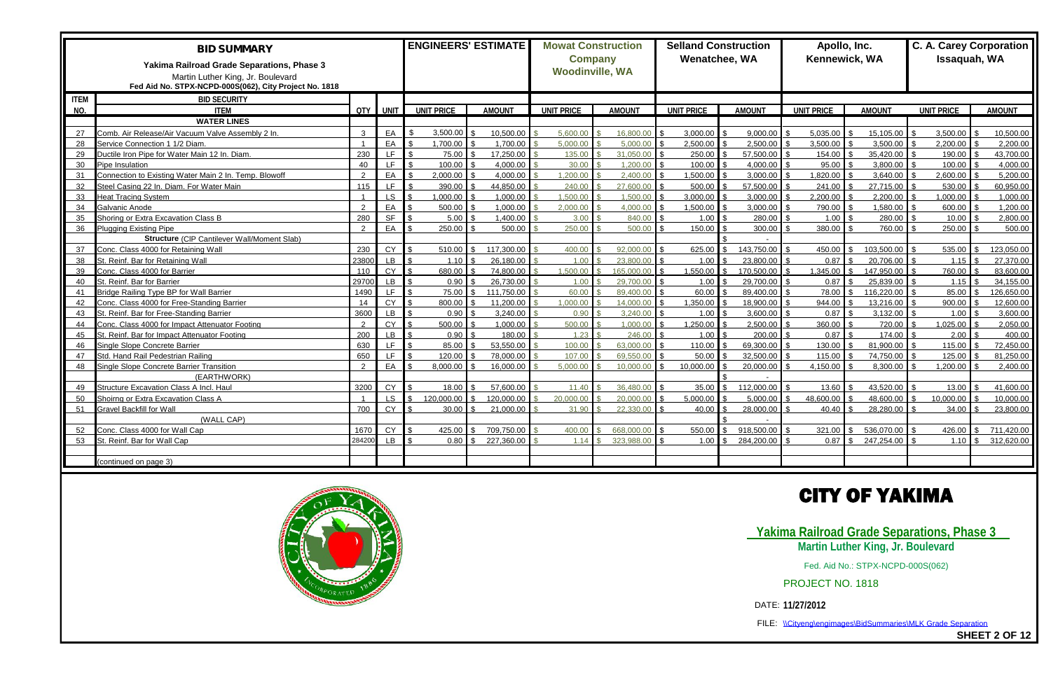# BID SUMMARY

**Yakima Railroad Grade Separations, Phase 3**

Martin Luther King, Jr. Boulevard

Fed Aid No. STPX-NCPD-000S(062), City Project No. 1818

| ITEM NO. | ITEM | QTY | UNIT | ENGINEERS' ESTIMATE UNIT PRICE | ENGINEERS' ESTIMATE AMOUNT | Mowat Construction Company, Woodinville, WA UNIT PRICE | Mowat Construction Company, Woodinville, WA AMOUNT | Selland Construction, Wenatchee, WA UNIT PRICE | Selland Construction, Wenatchee, WA AMOUNT | Apollo, Inc., Kennewick, WA UNIT PRICE | Apollo, Inc., Kennewick, WA AMOUNT | C. A. Carey Corporation, Issaquah, WA UNIT PRICE | C. A. Carey Corporation, Issaquah, WA AMOUNT |
|---|---|---|---|---|---|---|---|---|---|---|---|---|---|
| | BID SECURITY | | | | | | | | | | | | |
| | **WATER LINES** | | | | | | | | | | | | |
| 27 | Comb. Air Release/Air Vacuum Valve Assembly 2 In. | 3 | EA | $ 3,500.00 | $ 10,500.00 | $ 5,600.00 | $ 16,800.00 | $ 3,000.00 | $ 9,000.00 | $ 5,035.00 | $ 15,105.00 | $ 3,500.00 | $ 10,500.00 |
| 28 | Service Connection 1 1/2 Diam. | 1 | EA | $ 1,700.00 | $ 1,700.00 | $ 5,000.00 | $ 5,000.00 | $ 2,500.00 | $ 2,500.00 | $ 3,500.00 | $ 3,500.00 | $ 2,200.00 | $ 2,200.00 |
| 29 | Ductile Iron Pipe for Water Main 12 In. Diam. | 230 | LF | $ 75.00 | $ 17,250.00 | $ 135.00 | $ 31,050.00 | $ 250.00 | $ 57,500.00 | $ 154.00 | $ 35,420.00 | $ 190.00 | $ 43,700.00 |
| 30 | Pipe Insulation | 40 | LF | $ 100.00 | $ 4,000.00 | $ 30.00 | $ 1,200.00 | $ 100.00 | $ 4,000.00 | $ 95.00 | $ 3,800.00 | $ 100.00 | $ 4,000.00 |
| 31 | Connection to Existing Water Main 2 In. Temp. Blowoff | 2 | EA | $ 2,000.00 | $ 4,000.00 | $ 1,200.00 | $ 2,400.00 | $ 1,500.00 | $ 3,000.00 | $ 1,820.00 | $ 3,640.00 | $ 2,600.00 | $ 5,200.00 |
| 32 | Steel Casing 22 In. Diam. For Water Main | 115 | LF | $ 390.00 | $ 44,850.00 | $ 240.00 | $ 27,600.00 | $ 500.00 | $ 57,500.00 | $ 241.00 | $ 27,715.00 | $ 530.00 | $ 60,950.00 |
| 33 | Heat Tracing System | 1 | LS | $ 1,000.00 | $ 1,000.00 | $ 1,500.00 | $ 1,500.00 | $ 3,000.00 | $ 3,000.00 | $ 2,200.00 | $ 2,200.00 | $ 1,000.00 | $ 1,000.00 |
| 34 | Galvanic Anode | 2 | EA | $ 500.00 | $ 1,000.00 | $ 2,000.00 | $ 4,000.00 | $ 1,500.00 | $ 3,000.00 | $ 790.00 | $ 1,580.00 | $ 600.00 | $ 1,200.00 |
| 35 | Shoring or Extra Excavation Class B | 280 | SF | $ 5.00 | $ 1,400.00 | $ 3.00 | $ 840.00 | $ 1.00 | $ 280.00 | $ 1.00 | $ 280.00 | $ 10.00 | $ 2,800.00 |
| 36 | Plugging Existing Pipe | 2 | EA | $ 250.00 | $ 500.00 | $ 250.00 | $ 500.00 | $ 150.00 | $ 300.00 | $ 380.00 | $ 760.00 | $ 250.00 | $ 500.00 |
| | **Structure** (CIP Cantilever Wall/Moment Slab) | | | | | | | | $ - | | | | |
| 37 | Conc. Class 4000 for Retaining Wall | 230 | CY | $ 510.00 | $ 117,300.00 | $ 400.00 | $ 92,000.00 | $ 625.00 | $ 143,750.00 | $ 450.00 | $ 103,500.00 | $ 535.00 | $ 123,050.00 |
| 38 | St. Reinf. Bar for Retaining Wall | 23800 | LB | $ 1.10 | $ 26,180.00 | $ 1.00 | $ 23,800.00 | $ 1.00 | $ 23,800.00 | $ 0.87 | $ 20,706.00 | $ 1.15 | $ 27,370.00 |
| 39 | Conc. Class 4000 for Barrier | 110 | CY | $ 680.00 | $ 74,800.00 | $ 1,500.00 | $ 165,000.00 | $ 1,550.00 | $ 170,500.00 | $ 1,345.00 | $ 147,950.00 | $ 760.00 | $ 83,600.00 |
| 40 | St. Reinf. Bar for Barrier | 29700 | LB | $ 0.90 | $ 26,730.00 | $ 1.00 | $ 29,700.00 | $ 1.00 | $ 29,700.00 | $ 0.87 | $ 25,839.00 | $ 1.15 | $ 34,155.00 |
| 41 | Bridge Railing Type BP for Wall Barrier | 1490 | LF | $ 75.00 | $ 111,750.00 | $ 60.00 | $ 89,400.00 | $ 60.00 | $ 89,400.00 | $ 78.00 | $ 116,220.00 | $ 85.00 | $ 126,650.00 |
| 42 | Conc. Class 4000 for Free-Standing Barrier | 14 | CY | $ 800.00 | $ 11,200.00 | $ 1,000.00 | $ 14,000.00 | $ 1,350.00 | $ 18,900.00 | $ 944.00 | $ 13,216.00 | $ 900.00 | $ 12,600.00 |
| 43 | St. Reinf. Bar for Free-Standing Barrier | 3600 | LB | $ 0.90 | $ 3,240.00 | $ 0.90 | $ 3,240.00 | $ 1.00 | $ 3,600.00 | $ 0.87 | $ 3,132.00 | $ 1.00 | $ 3,600.00 |
| 44 | Conc. Class 4000 for Impact Attenuator Footing | 2 | CY | $ 500.00 | $ 1,000.00 | $ 500.00 | $ 1,000.00 | $ 1,250.00 | $ 2,500.00 | $ 360.00 | $ 720.00 | $ 1,025.00 | $ 2,050.00 |
| 45 | St. Reinf. Bar for Impact Attenuator Footing | 200 | LB | $ 0.90 | $ 180.00 | $ 1.23 | $ 246.00 | $ 1.00 | $ 200.00 | $ 0.87 | $ 174.00 | $ 2.00 | $ 400.00 |
| 46 | Single Slope Concrete Barrier | 630 | LF | $ 85.00 | $ 53,550.00 | $ 100.00 | $ 63,000.00 | $ 110.00 | $ 69,300.00 | $ 130.00 | $ 81,900.00 | $ 115.00 | $ 72,450.00 |
| 47 | Std. Hand Rail Pedestrian Railing | 650 | LF | $ 120.00 | $ 78,000.00 | $ 107.00 | $ 69,550.00 | $ 50.00 | $ 32,500.00 | $ 115.00 | $ 74,750.00 | $ 125.00 | $ 81,250.00 |
| 48 | Single Slope Concrete Barrier Transition | 2 | EA | $ 8,000.00 | $ 16,000.00 | $ 5,000.00 | $ 10,000.00 | $ 10,000.00 | $ 20,000.00 | $ 4,150.00 | $ 8,300.00 | $ 1,200.00 | $ 2,400.00 |
| | (EARTHWORK) | | | | | | | | $ - | | | | |
| 49 | Structure Excavation Class A Incl. Haul | 3200 | CY | $ 18.00 | $ 57,600.00 | $ 11.40 | $ 36,480.00 | $ 35.00 | $ 112,000.00 | $ 13.60 | $ 43,520.00 | $ 13.00 | $ 41,600.00 |
| 50 | Shoirng or Extra Excavation Class A | 1 | LS | $ 120,000.00 | $ 120,000.00 | $ 20,000.00 | $ 20,000.00 | $ 5,000.00 | $ 5,000.00 | $ 48,600.00 | $ 48,600.00 | $ 10,000.00 | $ 10,000.00 |
| 51 | Gravel Backfill for Wall | 700 | CY | $ 30.00 | $ 21,000.00 | $ 31.90 | $ 22,330.00 | $ 40.00 | $ 28,000.00 | $ 40.40 | $ 28,280.00 | $ 34.00 | $ 23,800.00 |
| | (WALL CAP) | | | | | | | | $ - | | | | |
| 52 | Conc. Class 4000 for Wall Cap | 1670 | CY | $ 425.00 | $ 709,750.00 | $ 400.00 | $ 668,000.00 | $ 550.00 | $ 918,500.00 | $ 321.00 | $ 536,070.00 | $ 426.00 | $ 711,420.00 |
| 53 | St. Reinf. Bar for Wall Cap | 284200 | LB | $ 0.80 | $ 227,360.00 | $ 1.14 | $ 323,988.00 | $ 1.00 | $ 284,200.00 | $ 0.87 | $ 247,254.00 | $ 1.10 | $ 312,620.00 |
| | (continued on page 3) | | | | | | | | | | | | |

# CITY OF YAKIMA

**Yakima Railroad Grade Separations, Phase 3**

**Martin Luther King, Jr. Boulevard**

Fed. Aid No.: STPX-NCPD-000S(062)

PROJECT NO. 1818

DATE: **11/27/2012**

FILE: \\Cityeng\engimages\BidSummaries\MLK Grade Separation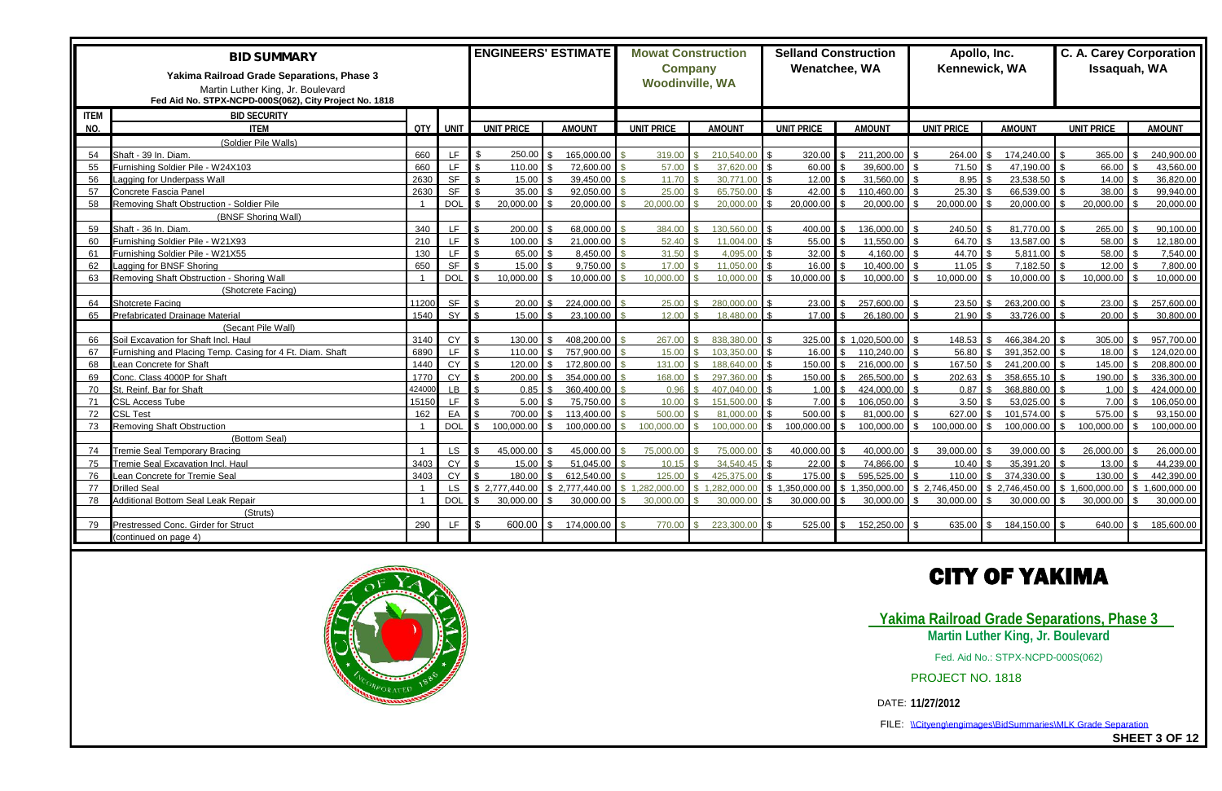# BID SUMMARY

**Yakima Railroad Grade Separations, Phase 3**

Martin Luther King, Jr. Boulevard

Fed Aid No. STPX-NCPD-000S(062), City Project No. 1818

| ITEM NO. | BID SECURITY ITEM | QTY | UNIT | ENGINEERS' ESTIMATE UNIT PRICE | AMOUNT | Mowat Construction Company Woodinville, WA UNIT PRICE | AMOUNT | Selland Construction Wenatchee, WA UNIT PRICE | AMOUNT | Apollo, Inc. Kennewick, WA UNIT PRICE | AMOUNT | C. A. Carey Corporation Issaquah, WA UNIT PRICE | AMOUNT |
|---|---|---|---|---|---|---|---|---|---|---|---|---|---|
| | (Soldier Pile Walls) | | | | | | | | | | | | |
| 54 | Shaft - 39 In. Diam. | 660 | LF | $ 250.00 | $ 165,000.00 | $ 319.00 | $ 210,540.00 | $ 320.00 | $ 211,200.00 | $ 264.00 | $ 174,240.00 | $ 365.00 | $ 240,900.00 |
| 55 | Furnishing Soldier Pile - W24X103 | 660 | LF | $ 110.00 | $ 72,600.00 | $ 57.00 | $ 37,620.00 | $ 60.00 | $ 39,600.00 | $ 71.50 | $ 47,190.00 | $ 66.00 | $ 43,560.00 |
| 56 | Lagging for Underpass Wall | 2630 | SF | $ 15.00 | $ 39,450.00 | $ 11.70 | $ 30,771.00 | $ 12.00 | $ 31,560.00 | $ 8.95 | $ 23,538.50 | $ 14.00 | $ 36,820.00 |
| 57 | Concrete Fascia Panel | 2630 | SF | $ 35.00 | $ 92,050.00 | $ 25.00 | $ 65,750.00 | $ 42.00 | $ 110,460.00 | $ 25.30 | $ 66,539.00 | $ 38.00 | $ 99,940.00 |
| 58 | Removing Shaft Obstruction - Soldier Pile | 1 | DOL | $ 20,000.00 | $ 20,000.00 | $ 20,000.00 | $ 20,000.00 | $ 20,000.00 | $ 20,000.00 | $ 20,000.00 | $ 20,000.00 | $ 20,000.00 | $ 20,000.00 |
| | (BNSF Shoring Wall) | | | | | | | | | | | | |
| 59 | Shaft - 36 In. Diam. | 340 | LF | $ 200.00 | $ 68,000.00 | $ 384.00 | $ 130,560.00 | $ 400.00 | $ 136,000.00 | $ 240.50 | $ 81,770.00 | $ 265.00 | $ 90,100.00 |
| 60 | Furnishing Soldier Pile - W21X93 | 210 | LF | $ 100.00 | $ 21,000.00 | $ 52.40 | $ 11,004.00 | $ 55.00 | $ 11,550.00 | $ 64.70 | $ 13,587.00 | $ 58.00 | $ 12,180.00 |
| 61 | Furnishing Soldier Pile - W21X55 | 130 | LF | $ 65.00 | $ 8,450.00 | $ 31.50 | $ 4,095.00 | $ 32.00 | $ 4,160.00 | $ 44.70 | $ 5,811.00 | $ 58.00 | $ 7,540.00 |
| 62 | Lagging for BNSF Shoring | 650 | SF | $ 15.00 | $ 9,750.00 | $ 17.00 | $ 11,050.00 | $ 16.00 | $ 10,400.00 | $ 11.05 | $ 7,182.50 | $ 12.00 | $ 7,800.00 |
| 63 | Removing Shaft Obstruction - Shoring Wall | 1 | DOL | $ 10,000.00 | $ 10,000.00 | $ 10,000.00 | $ 10,000.00 | $ 10,000.00 | $ 10,000.00 | $ 10,000.00 | $ 10,000.00 | $ 10,000.00 | $ 10,000.00 |
| | (Shotcrete Facing) | | | | | | | | | | | | |
| 64 | Shotcrete Facing | 11200 | SF | $ 20.00 | $ 224,000.00 | $ 25.00 | $ 280,000.00 | $ 23.00 | $ 257,600.00 | $ 23.50 | $ 263,200.00 | $ 23.00 | $ 257,600.00 |
| 65 | Prefabricated Drainage Material | 1540 | SY | $ 15.00 | $ 23,100.00 | $ 12.00 | $ 18,480.00 | $ 17.00 | $ 26,180.00 | $ 21.90 | $ 33,726.00 | $ 20.00 | $ 30,800.00 |
| | (Secant Pile Wall) | | | | | | | | | | | | |
| 66 | Soil Excavation for Shaft Incl. Haul | 3140 | CY | $ 130.00 | $ 408,200.00 | $ 267.00 | $ 838,380.00 | $ 325.00 | $ 1,020,500.00 | $ 148.53 | $ 466,384.20 | $ 305.00 | $ 957,700.00 |
| 67 | Furnishing and Placing Temp. Casing for 4 Ft. Diam. Shaft | 6890 | LF | $ 110.00 | $ 757,900.00 | $ 15.00 | $ 103,350.00 | $ 16.00 | $ 110,240.00 | $ 56.80 | $ 391,352.00 | $ 18.00 | $ 124,020.00 |
| 68 | Lean Concrete for Shaft | 1440 | CY | $ 120.00 | $ 172,800.00 | $ 131.00 | $ 188,640.00 | $ 150.00 | $ 216,000.00 | $ 167.50 | $ 241,200.00 | $ 145.00 | $ 208,800.00 |
| 69 | Conc. Class 4000P for Shaft | 1770 | CY | $ 200.00 | $ 354,000.00 | $ 168.00 | $ 297,360.00 | $ 150.00 | $ 265,500.00 | $ 202.63 | $ 358,655.10 | $ 190.00 | $ 336,300.00 |
| 70 | St. Reinf. Bar for Shaft | 424000 | LB | $ 0.85 | $ 360,400.00 | $ 0.96 | $ 407,040.00 | $ 1.00 | $ 424,000.00 | $ 0.87 | $ 368,880.00 | $ 1.00 | $ 424,000.00 |
| 71 | CSL Access Tube | 15150 | LF | $ 5.00 | $ 75,750.00 | $ 10.00 | $ 151,500.00 | $ 7.00 | $ 106,050.00 | $ 3.50 | $ 53,025.00 | $ 7.00 | $ 106,050.00 |
| 72 | CSL Test | 162 | EA | $ 700.00 | $ 113,400.00 | $ 500.00 | $ 81,000.00 | $ 500.00 | $ 81,000.00 | $ 627.00 | $ 101,574.00 | $ 575.00 | $ 93,150.00 |
| 73 | Removing Shaft Obstruction | 1 | DOL | $ 100,000.00 | $ 100,000.00 | $ 100,000.00 | $ 100,000.00 | $ 100,000.00 | $ 100,000.00 | $ 100,000.00 | $ 100,000.00 | $ 100,000.00 | $ 100,000.00 |
| | (Bottom Seal) | | | | | | | | | | | | |
| 74 | Tremie Seal Temporary Bracing | 1 | LS | $ 45,000.00 | $ 45,000.00 | $ 75,000.00 | $ 75,000.00 | $ 40,000.00 | $ 40,000.00 | $ 39,000.00 | $ 39,000.00 | $ 26,000.00 | $ 26,000.00 |
| 75 | Tremie Seal Excavation Incl. Haul | 3403 | CY | $ 15.00 | $ 51,045.00 | $ 10.15 | $ 34,540.45 | $ 22.00 | $ 74,866.00 | $ 10.40 | $ 35,391.20 | $ 13.00 | $ 44,239.00 |
| 76 | Lean Concrete for Tremie Seal | 3403 | CY | $ 180.00 | $ 612,540.00 | $ 125.00 | $ 425,375.00 | $ 175.00 | $ 595,525.00 | $ 110.00 | $ 374,330.00 | $ 130.00 | $ 442,390.00 |
| 77 | Drilled Seal | 1 | LS | $ 2,777,440.00 | $ 2,777,440.00 | $ 1,282,000.00 | $ 1,282,000.00 | $ 1,350,000.00 | $ 1,350,000.00 | $ 2,746,450.00 | $ 2,746,450.00 | $ 1,600,000.00 | $ 1,600,000.00 |
| 78 | Additional Bottom Seal Leak Repair | 1 | DOL | $ 30,000.00 | $ 30,000.00 | $ 30,000.00 | $ 30,000.00 | $ 30,000.00 | $ 30,000.00 | $ 30,000.00 | $ 30,000.00 | $ 30,000.00 | $ 30,000.00 |
| | (Struts) | | | | | | | | | | | | |
| 79 | Prestressed Conc. Girder for Strut | 290 | LF | $ 600.00 | $ 174,000.00 | $ 770.00 | $ 223,300.00 | $ 525.00 | $ 152,250.00 | $ 635.00 | $ 184,150.00 | $ 640.00 | $ 185,600.00 |
| | (continued on page 4) | | | | | | | | | | | | |

# CITY OF YAKIMA

**Yakima Railroad Grade Separations, Phase 3**

**Martin Luther King, Jr. Boulevard**

Fed. Aid No.: STPX-NCPD-000S(062)

PROJECT NO. 1818

DATE: **11/27/2012**

FILE: \\Cityeng\engimages\BidSummaries\MLK Grade Separation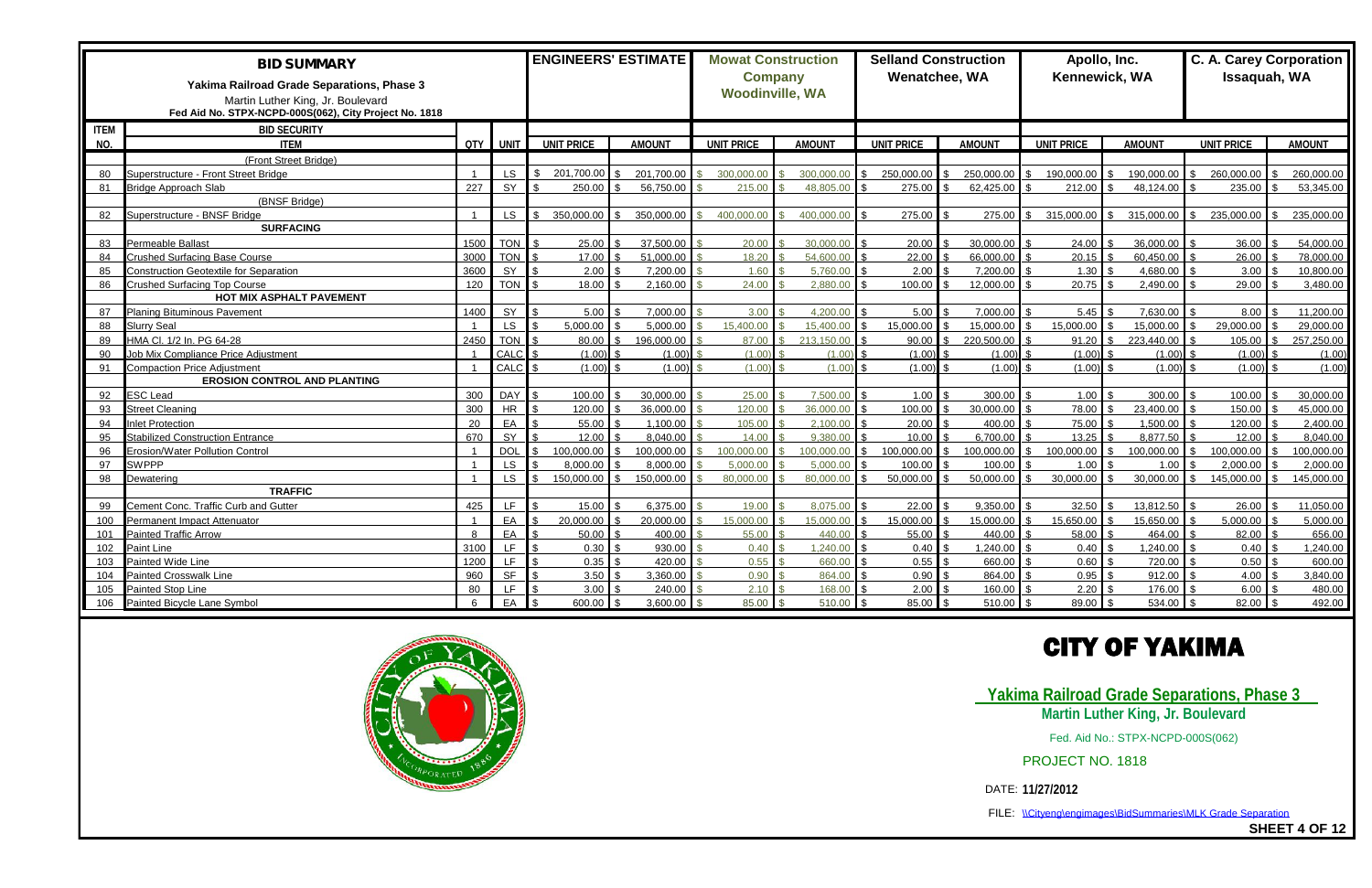| BID SUMMARY<br>Yakima Railroad Grade Separations, Phase 3<br>Martin Luther King, Jr. Boulevard<br>Fed Aid No. STPX-NCPD-000S(062), City Project No. 1818 | | | | ENGINEERS' ESTIMATE | | Mowat Construction Company<br>Woodinville, WA | | Selland Construction<br>Wenatchee, WA | | Apollo, Inc.<br>Kennewick, WA | | C. A. Carey Corporation<br>Issaquah, WA | |
|---|---|---|---|---|---|---|---|---|---|---|---|---|---|
| ITEM NO. | BID SECURITY<br>ITEM | QTY | UNIT | UNIT PRICE | AMOUNT | UNIT PRICE | AMOUNT | UNIT PRICE | AMOUNT | UNIT PRICE | AMOUNT | UNIT PRICE | AMOUNT |
| | (Front Street Bridge) | | | | | | | | | | | | |
| 80 | Superstructure - Front Street Bridge | 1 | LS | $ 201,700.00 | $ 201,700.00 | $ 300,000.00 | $ 300,000.00 | $ 250,000.00 | $ 250,000.00 | $ 190,000.00 | $ 190,000.00 | $ 260,000.00 | $ 260,000.00 |
| 81 | Bridge Approach Slab | 227 | SY | $ 250.00 | $ 56,750.00 | $ 215.00 | $ 48,805.00 | $ 275.00 | $ 62,425.00 | $ 212.00 | $ 48,124.00 | $ 235.00 | $ 53,345.00 |
| | (BNSF Bridge) | | | | | | | | | | | | |
| 82 | Superstructure - BNSF Bridge | 1 | LS | $ 350,000.00 | $ 350,000.00 | $ 400,000.00 | $ 400,000.00 | $ 275.00 | $ 275.00 | $ 315,000.00 | $ 315,000.00 | $ 235,000.00 | $ 235,000.00 |
| | **SURFACING** | | | | | | | | | | | | |
| 83 | Permeable Ballast | 1500 | TON | $ 25.00 | $ 37,500.00 | $ 20.00 | $ 30,000.00 | $ 20.00 | $ 30,000.00 | $ 24.00 | $ 36,000.00 | $ 36.00 | $ 54,000.00 |
| 84 | Crushed Surfacing Base Course | 3000 | TON | $ 17.00 | $ 51,000.00 | $ 18.20 | $ 54,600.00 | $ 22.00 | $ 66,000.00 | $ 20.15 | $ 60,450.00 | $ 26.00 | $ 78,000.00 |
| 85 | Construction Geotextile for Separation | 3600 | SY | $ 2.00 | $ 7,200.00 | $ 1.60 | $ 5,760.00 | $ 2.00 | $ 7,200.00 | $ 1.30 | $ 4,680.00 | $ 3.00 | $ 10,800.00 |
| 86 | Crushed Surfacing Top Course | 120 | TON | $ 18.00 | $ 2,160.00 | $ 24.00 | $ 2,880.00 | $ 100.00 | $ 12,000.00 | $ 20.75 | $ 2,490.00 | $ 29.00 | $ 3,480.00 |
| | **HOT MIX ASPHALT PAVEMENT** | | | | | | | | | | | | |
| 87 | Planing Bituminous Pavement | 1400 | SY | $ 5.00 | $ 7,000.00 | $ 3.00 | $ 4,200.00 | $ 5.00 | $ 7,000.00 | $ 5.45 | $ 7,630.00 | $ 8.00 | $ 11,200.00 |
| 88 | Slurry Seal | 1 | LS | $ 5,000.00 | $ 5,000.00 | $ 15,400.00 | $ 15,400.00 | $ 15,000.00 | $ 15,000.00 | $ 15,000.00 | $ 15,000.00 | $ 29,000.00 | $ 29,000.00 |
| 89 | HMA Cl. 1/2 In. PG 64-28 | 2450 | TON | $ 80.00 | $ 196,000.00 | $ 87.00 | $ 213,150.00 | $ 90.00 | $ 220,500.00 | $ 91.20 | $ 223,440.00 | $ 105.00 | $ 257,250.00 |
| 90 | Job Mix Compliance Price Adjustment | 1 | CALC | $ (1.00) | $ (1.00) | $ (1.00) | $ (1.00) | $ (1.00) | $ (1.00) | $ (1.00) | $ (1.00) | $ (1.00) | $ (1.00) |
| 91 | Compaction Price Adjustment | 1 | CALC | $ (1.00) | $ (1.00) | $ (1.00) | $ (1.00) | $ (1.00) | $ (1.00) | $ (1.00) | $ (1.00) | $ (1.00) | $ (1.00) |
| | **EROSION CONTROL AND PLANTING** | | | | | | | | | | | | |
| 92 | ESC Lead | 300 | DAY | $ 100.00 | $ 30,000.00 | $ 25.00 | $ 7,500.00 | $ 1.00 | $ 300.00 | $ 1.00 | $ 300.00 | $ 100.00 | $ 30,000.00 |
| 93 | Street Cleaning | 300 | HR | $ 120.00 | $ 36,000.00 | $ 120.00 | $ 36,000.00 | $ 100.00 | $ 30,000.00 | $ 78.00 | $ 23,400.00 | $ 150.00 | $ 45,000.00 |
| 94 | Inlet Protection | 20 | EA | $ 55.00 | $ 1,100.00 | $ 105.00 | $ 2,100.00 | $ 20.00 | $ 400.00 | $ 75.00 | $ 1,500.00 | $ 120.00 | $ 2,400.00 |
| 95 | Stabilized Construction Entrance | 670 | SY | $ 12.00 | $ 8,040.00 | $ 14.00 | $ 9,380.00 | $ 10.00 | $ 6,700.00 | $ 13.25 | $ 8,877.50 | $ 12.00 | $ 8,040.00 |
| 96 | Erosion/Water Pollution Control | 1 | DOL | $ 100,000.00 | $ 100,000.00 | $ 100,000.00 | $ 100,000.00 | $ 100,000.00 | $ 100,000.00 | $ 100,000.00 | $ 100,000.00 | $ 100,000.00 | $ 100,000.00 |
| 97 | SWPPP | 1 | LS | $ 8,000.00 | $ 8,000.00 | $ 5,000.00 | $ 5,000.00 | $ 100.00 | $ 100.00 | $ 1.00 | $ 1.00 | $ 2,000.00 | $ 2,000.00 |
| 98 | Dewatering | 1 | LS | $ 150,000.00 | $ 150,000.00 | $ 80,000.00 | $ 80,000.00 | $ 50,000.00 | $ 50,000.00 | $ 30,000.00 | $ 30,000.00 | $ 145,000.00 | $ 145,000.00 |
| | **TRAFFIC** | | | | | | | | | | | | |
| 99 | Cement Conc. Traffic Curb and Gutter | 425 | LF | $ 15.00 | $ 6,375.00 | $ 19.00 | $ 8,075.00 | $ 22.00 | $ 9,350.00 | $ 32.50 | $ 13,812.50 | $ 26.00 | $ 11,050.00 |
| 100 | Permanent Impact Attenuator | 1 | EA | $ 20,000.00 | $ 20,000.00 | $ 15,000.00 | $ 15,000.00 | $ 15,000.00 | $ 15,000.00 | $ 15,650.00 | $ 15,650.00 | $ 5,000.00 | $ 5,000.00 |
| 101 | Painted Traffic Arrow | 8 | EA | $ 50.00 | $ 400.00 | $ 55.00 | $ 440.00 | $ 55.00 | $ 440.00 | $ 58.00 | $ 464.00 | $ 82.00 | $ 656.00 |
| 102 | Paint Line | 3100 | LF | $ 0.30 | $ 930.00 | $ 0.40 | $ 1,240.00 | $ 0.40 | $ 1,240.00 | $ 0.40 | $ 1,240.00 | $ 0.40 | $ 1,240.00 |
| 103 | Painted Wide Line | 1200 | LF | $ 0.35 | $ 420.00 | $ 0.55 | $ 660.00 | $ 0.55 | $ 660.00 | $ 0.60 | $ 720.00 | $ 0.50 | $ 600.00 |
| 104 | Painted Crosswalk Line | 960 | SF | $ 3.50 | $ 3,360.00 | $ 0.90 | $ 864.00 | $ 0.90 | $ 864.00 | $ 0.95 | $ 912.00 | $ 4.00 | $ 3,840.00 |
| 105 | Painted Stop Line | 80 | LF | $ 3.00 | $ 240.00 | $ 2.10 | $ 168.00 | $ 2.00 | $ 160.00 | $ 2.20 | $ 176.00 | $ 6.00 | $ 480.00 |
| 106 | Painted Bicycle Lane Symbol | 6 | EA | $ 600.00 | $ 3,600.00 | $ 85.00 | $ 510.00 | $ 85.00 | $ 510.00 | $ 89.00 | $ 534.00 | $ 82.00 | $ 492.00 |

# CITY OF YAKIMA

**Yakima Railroad Grade Separations, Phase 3**

**Martin Luther King, Jr. Boulevard**

Fed. Aid No.: STPX-NCPD-000S(062)

PROJECT NO. 1818

DATE: **11/27/2012**

FILE: \\Cityeng\engimages\BidSummaries\MLK Grade Separation

**SHEET 4 OF 12**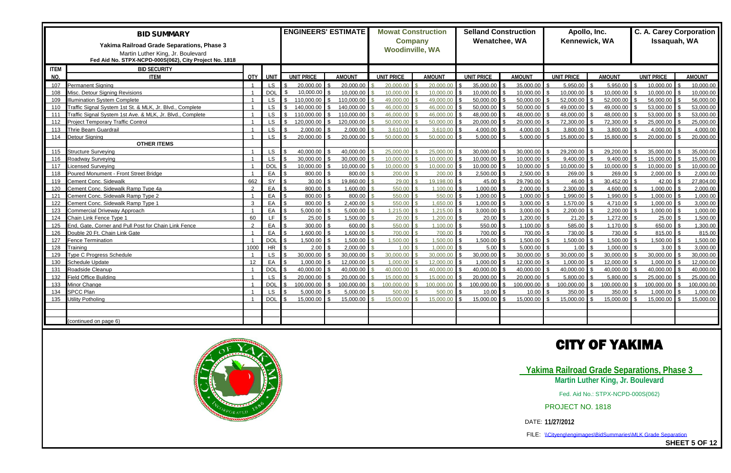# BID SUMMARY

**Yakima Railroad Grade Separations, Phase 3**

Martin Luther King, Jr. Boulevard

Fed Aid No. STPX-NCPD-000S(062), City Project No. 1818

| ITEM NO. | ITEM | QTY | UNIT | ENGINEERS' ESTIMATE UNIT PRICE | ENGINEERS' ESTIMATE AMOUNT | Mowat Construction Company Woodinville, WA UNIT PRICE | Mowat Construction Company Woodinville, WA AMOUNT | Selland Construction Wenatchee, WA UNIT PRICE | Selland Construction Wenatchee, WA AMOUNT | Apollo, Inc. Kennewick, WA UNIT PRICE | Apollo, Inc. Kennewick, WA AMOUNT | C. A. Carey Corporation Issaquah, WA UNIT PRICE | C. A. Carey Corporation Issaquah, WA AMOUNT |
|---|---|---|---|---|---|---|---|---|---|---|---|---|---|
| | BID SECURITY | | | | | | | | | | | | |
| 107 | Permanent Signing | 1 | LS | $ 20,000.00 | $ 20,000.00 | $ 20,000.00 | $ 20,000.00 | $ 35,000.00 | $ 35,000.00 | $ 5,950.00 | $ 5,950.00 | $ 10,000.00 | $ 10,000.00 |
| 108 | Misc. Detour Signing Revisions | 1 | DOL | $ 10,000.00 | $ 10,000.00 | $ 10,000.00 | $ 10,000.00 | $ 10,000.00 | $ 10,000.00 | $ 10,000.00 | $ 10,000.00 | $ 10,000.00 | $ 10,000.00 |
| 109 | Illumination System Complete | 1 | LS | $ 110,000.00 | $ 110,000.00 | $ 49,000.00 | $ 49,000.00 | $ 50,000.00 | $ 50,000.00 | $ 52,000.00 | $ 52,000.00 | $ 56,000.00 | $ 56,000.00 |
| 110 | Traffic Signal System 1st St. & MLK, Jr. Blvd., Complete | 1 | LS | $ 140,000.00 | $ 140,000.00 | $ 46,000.00 | $ 46,000.00 | $ 50,000.00 | $ 50,000.00 | $ 49,000.00 | $ 49,000.00 | $ 53,000.00 | $ 53,000.00 |
| 111 | Traffic Signal System 1st Ave. & MLK, Jr. Blvd., Complete | 1 | LS | $ 110,000.00 | $ 110,000.00 | $ 46,000.00 | $ 46,000.00 | $ 48,000.00 | $ 48,000.00 | $ 48,000.00 | $ 48,000.00 | $ 53,000.00 | $ 53,000.00 |
| 112 | Project Temporary Traffic Control | 1 | LS | $ 120,000.00 | $ 120,000.00 | $ 50,000.00 | $ 50,000.00 | $ 20,000.00 | $ 20,000.00 | $ 72,300.00 | $ 72,300.00 | $ 25,000.00 | $ 25,000.00 |
| 113 | Thrie Beam Guardrail | 1 | LS | $ 2,000.00 | $ 2,000.00 | $ 3,610.00 | $ 3,610.00 | $ 4,000.00 | $ 4,000.00 | $ 3,800.00 | $ 3,800.00 | $ 4,000.00 | $ 4,000.00 |
| 114 | Detour Signing | 1 | LS | $ 20,000.00 | $ 20,000.00 | $ 50,000.00 | $ 50,000.00 | $ 5,000.00 | $ 5,000.00 | $ 15,800.00 | $ 15,800.00 | $ 20,000.00 | $ 20,000.00 |
| | **OTHER ITEMS** | | | | | | | | | | | | |
| 115 | Structure Surveying | 1 | LS | $ 40,000.00 | $ 40,000.00 | $ 25,000.00 | $ 25,000.00 | $ 30,000.00 | $ 30,000.00 | $ 29,200.00 | $ 29,200.00 | $ 35,000.00 | $ 35,000.00 |
| 116 | Roadway Surveying | 1 | LS | $ 30,000.00 | $ 30,000.00 | $ 10,000.00 | $ 10,000.00 | $ 10,000.00 | $ 10,000.00 | $ 9,400.00 | $ 9,400.00 | $ 15,000.00 | $ 15,000.00 |
| 117 | Licensed Surveying | 1 | DOL | $ 10,000.00 | $ 10,000.00 | $ 10,000.00 | $ 10,000.00 | $ 10,000.00 | $ 10,000.00 | $ 10,000.00 | $ 10,000.00 | $ 10,000.00 | $ 10,000.00 |
| 118 | Poured Monument - Front Street Bridge | 1 | EA | $ 800.00 | $ 800.00 | $ 200.00 | $ 200.00 | $ 2,500.00 | $ 2,500.00 | $ 269.00 | $ 269.00 | $ 2,000.00 | $ 2,000.00 |
| 119 | Cement Conc. Sidewalk | 662 | SY | $ 30.00 | $ 19,860.00 | $ 29.00 | $ 19,198.00 | $ 45.00 | $ 29,790.00 | $ 46.00 | $ 30,452.00 | $ 42.00 | $ 27,804.00 |
| 120 | Cement Conc. Sidewalk Ramp Type 4a | 2 | EA | $ 800.00 | $ 1,600.00 | $ 550.00 | $ 1,100.00 | $ 1,000.00 | $ 2,000.00 | $ 2,300.00 | $ 4,600.00 | $ 1,000.00 | $ 2,000.00 |
| 121 | Cement Conc. Sidewalk Ramp Type 2 | 1 | EA | $ 800.00 | $ 800.00 | $ 550.00 | $ 550.00 | $ 1,000.00 | $ 1,000.00 | $ 1,990.00 | $ 1,990.00 | $ 1,000.00 | $ 1,000.00 |
| 122 | Cement Conc. Sidewalk Ramp Type 1 | 3 | EA | $ 800.00 | $ 2,400.00 | $ 550.00 | $ 1,650.00 | $ 1,000.00 | $ 3,000.00 | $ 1,570.00 | $ 4,710.00 | $ 1,000.00 | $ 3,000.00 |
| 123 | Commercial Driveway Approach | 1 | EA | $ 5,000.00 | $ 5,000.00 | $ 1,215.00 | $ 1,215.00 | $ 3,000.00 | $ 3,000.00 | $ 2,200.00 | $ 2,200.00 | $ 1,000.00 | $ 1,000.00 |
| 124 | Chain Link Fence Type 1 | 60 | LF | $ 25.00 | $ 1,500.00 | $ 20.00 | $ 1,200.00 | $ 20.00 | $ 1,200.00 | $ 21.20 | $ 1,272.00 | $ 25.00 | $ 1,500.00 |
| 125 | End, Gate, Corner and Pull Post for Chain Link Fence | 2 | EA | $ 300.00 | $ 600.00 | $ 550.00 | $ 1,100.00 | $ 550.00 | $ 1,100.00 | $ 585.00 | $ 1,170.00 | $ 650.00 | $ 1,300.00 |
| 126 | Double 20 Ft. Chain Link Gate | 1 | EA | $ 1,600.00 | $ 1,600.00 | $ 700.00 | $ 700.00 | $ 700.00 | $ 700.00 | $ 730.00 | $ 730.00 | $ 815.00 | $ 815.00 |
| 127 | Fence Termination | 1 | DOL | $ 1,500.00 | $ 1,500.00 | $ 1,500.00 | $ 1,500.00 | $ 1,500.00 | $ 1,500.00 | $ 1,500.00 | $ 1,500.00 | $ 1,500.00 | $ 1,500.00 |
| 128 | Training | 1000 | HR | $ 2.00 | $ 2,000.00 | $ 1.00 | $ 1,000.00 | $ 5.00 | $ 5,000.00 | $ 1.00 | $ 1,000.00 | $ 3.00 | $ 3,000.00 |
| 129 | Type C Progress Schedule | 1 | LS | $ 30,000.00 | $ 30,000.00 | $ 30,000.00 | $ 30,000.00 | $ 30,000.00 | $ 30,000.00 | $ 30,000.00 | $ 30,000.00 | $ 30,000.00 | $ 30,000.00 |
| 130 | Schedule Update | 12 | EA | $ 1,000.00 | $ 12,000.00 | $ 1,000.00 | $ 12,000.00 | $ 1,000.00 | $ 12,000.00 | $ 1,000.00 | $ 12,000.00 | $ 1,000.00 | $ 12,000.00 |
| 131 | Roadside Cleanup | 1 | DOL | $ 40,000.00 | $ 40,000.00 | $ 40,000.00 | $ 40,000.00 | $ 40,000.00 | $ 40,000.00 | $ 40,000.00 | $ 40,000.00 | $ 40,000.00 | $ 40,000.00 |
| 132 | Field Office Building | 1 | LS | $ 20,000.00 | $ 20,000.00 | $ 15,000.00 | $ 15,000.00 | $ 20,000.00 | $ 20,000.00 | $ 5,800.00 | $ 5,800.00 | $ 25,000.00 | $ 25,000.00 |
| 133 | Minor Change | 1 | DOL | $ 100,000.00 | $ 100,000.00 | $ 100,000.00 | $ 100,000.00 | $ 100,000.00 | $ 100,000.00 | $ 100,000.00 | $ 100,000.00 | $ 100,000.00 | $ 100,000.00 |
| 134 | SPCC Plan | 1 | LS | $ 5,000.00 | $ 5,000.00 | $ 500.00 | $ 500.00 | $ 10.00 | $ 10.00 | $ 350.00 | $ 350.00 | $ 1,000.00 | $ 1,000.00 |
| 135 | Utility Potholing | 1 | DOL | $ 15,000.00 | $ 15,000.00 | $ 15,000.00 | $ 15,000.00 | $ 15,000.00 | $ 15,000.00 | $ 15,000.00 | $ 15,000.00 | $ 15,000.00 | $ 15,000.00 |
| | (continued on page 6) | | | | | | | | | | | | |

# CITY OF YAKIMA

**Yakima Railroad Grade Separations, Phase 3**

**Martin Luther King, Jr. Boulevard**

Fed. Aid No.: STPX-NCPD-000S(062)

PROJECT NO. 1818

DATE: **11/27/2012**

FILE: \\Cityeng\engimages\BidSummaries\MLK Grade Separation

**SHEET 5 OF 12**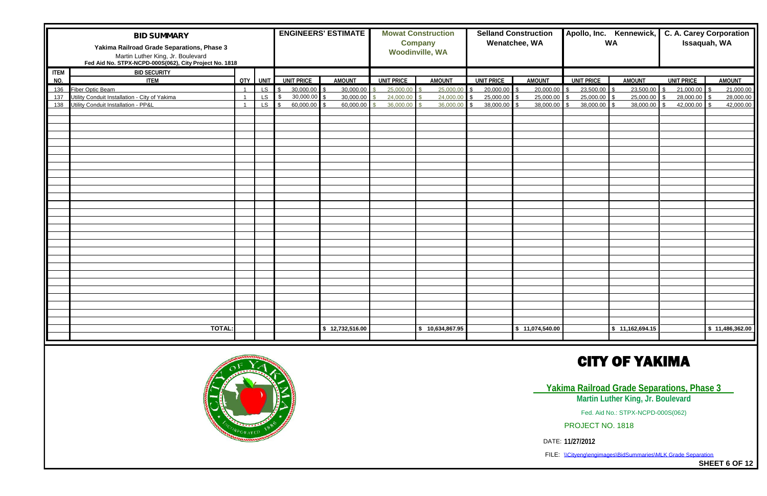| **BID SUMMARY**<br>Yakima Railroad Grade Separations, Phase 3<br>Martin Luther King, Jr. Boulevard<br>Fed Aid No. STPX-NCPD-000S(062), City Project No. 1818 | | | | ENGINEERS' ESTIMATE | | Mowat Construction Company<br>Woodinville, WA | | Selland Construction<br>Wenatchee, WA | | Apollo, Inc. Kennewick, WA | | C. A. Carey Corporation<br>Issaquah, WA | |
|---|---|---|---|---|---|---|---|---|---|---|---|---|---|
| ITEM | BID SECURITY | | | | | | | | | | | | |
| NO. | ITEM | QTY | UNIT | UNIT PRICE | AMOUNT | UNIT PRICE | AMOUNT | UNIT PRICE | AMOUNT | UNIT PRICE | AMOUNT | UNIT PRICE | AMOUNT |
| 136 | Fiber Optic Beam | 1 | LS | $ 30,000.00 | $ 30,000.00 | $ 25,000.00 | $ 25,000.00 | $ 20,000.00 | $ 20,000.00 | $ 23,500.00 | $ 23,500.00 | $ 21,000.00 | $ 21,000.00 |
| 137 | Utility Conduit Installation - City of Yakima | 1 | LS | $ 30,000.00 | $ 30,000.00 | $ 24,000.00 | $ 24,000.00 | $ 25,000.00 | $ 25,000.00 | $ 25,000.00 | $ 25,000.00 | $ 28,000.00 | $ 28,000.00 |
| 138 | Utility Conduit Installation - PP&L | 1 | LS | $ 60,000.00 | $ 60,000.00 | $ 36,000.00 | $ 36,000.00 | $ 38,000.00 | $ 38,000.00 | $ 38,000.00 | $ 38,000.00 | $ 42,000.00 | $ 42,000.00 |
| | **TOTAL:** | | | | $ 12,732,516.00 | | $ 10,634,867.95 | | $ 11,074,540.00 | | $ 11,162,694.15 | | $ 11,486,362.00 |

# CITY OF YAKIMA

**Yakima Railroad Grade Separations, Phase 3**

**Martin Luther King, Jr. Boulevard**

Fed. Aid No.: STPX-NCPD-000S(062)

PROJECT NO. 1818

DATE: **11/27/2012**

FILE: \\Cityeng\engimages\BidSummaries\MLK Grade Separation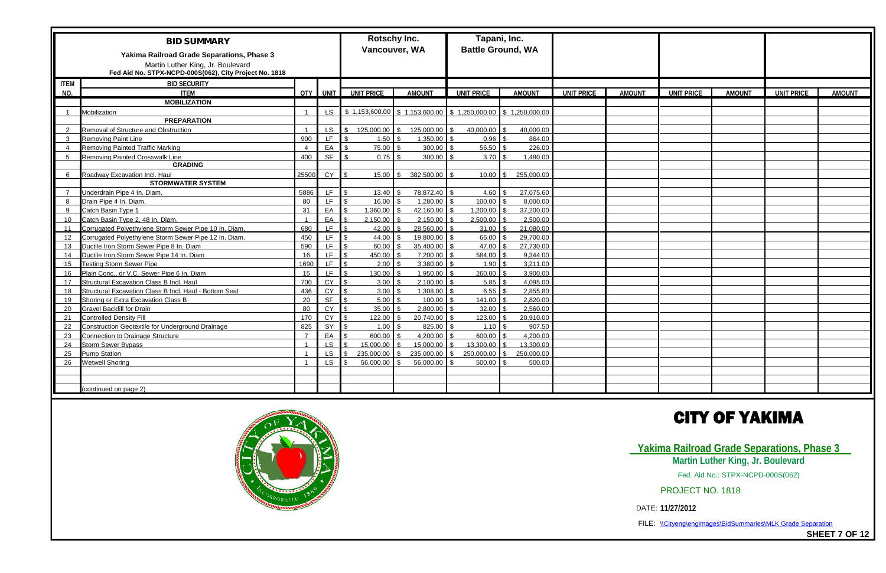| ITEM NO. | BID SUMMARY<br>Yakima Railroad Grade Separations, Phase 3<br>Martin Luther King, Jr. Boulevard<br>Fed Aid No. STPX-NCPD-000S(062), City Project No. 1818 | | | Rotschy Inc.<br>Vancouver, WA | | Tapani, Inc.<br>Battle Ground, WA | | | | | | | |
|---|---|---|---|---|---|---|---|---|---|---|---|---|---|
| | BID SECURITY | | | | | | | | | | | | |
| | ITEM | QTY | UNIT | UNIT PRICE | AMOUNT | UNIT PRICE | AMOUNT | UNIT PRICE | AMOUNT | UNIT PRICE | AMOUNT | UNIT PRICE | AMOUNT |
| | **MOBILIZATION** | | | | | | | | | | | | |
| 1 | Mobilization | 1 | LS | $ 1,153,600.00 | $ 1,153,600.00 | $ 1,250,000.00 | $ 1,250,000.00 | | | | | | |
| | **PREPARATION** | | | | | | | | | | | | |
| 2 | Removal of Structure and Obstruction | 1 | LS | $ 125,000.00 | $ 125,000.00 | $ 40,000.00 | $ 40,000.00 | | | | | | |
| 3 | Removing Paint Line | 900 | LF | $ 1.50 | $ 1,350.00 | $ 0.96 | $ 864.00 | | | | | | |
| 4 | Removing Painted Traffic Marking | 4 | EA | $ 75.00 | $ 300.00 | $ 56.50 | $ 226.00 | | | | | | |
| 5 | Removing Painted Crosswalk Line | 400 | SF | $ 0.75 | $ 300.00 | $ 3.70 | $ 1,480.00 | | | | | | |
| | **GRADING** | | | | | | | | | | | | |
| 6 | Roadway Excavation Incl. Haul | 25500 | CY | $ 15.00 | $ 382,500.00 | $ 10.00 | $ 255,000.00 | | | | | | |
| | **STORMWATER SYSTEM** | | | | | | | | | | | | |
| 7 | Underdrain Pipe 4 In. Diam. | 5886 | LF | $ 13.40 | $ 78,872.40 | $ 4.60 | $ 27,075.60 | | | | | | |
| 8 | Drain Pipe 4 In. Diam. | 80 | LF | $ 16.00 | $ 1,280.00 | $ 100.00 | $ 8,000.00 | | | | | | |
| 9 | Catch Basin Type 1 | 31 | EA | $ 1,360.00 | $ 42,160.00 | $ 1,200.00 | $ 37,200.00 | | | | | | |
| 10 | Catch Basin Type 2, 48 In. Diam. | 1 | EA | $ 2,150.00 | $ 2,150.00 | $ 2,500.00 | $ 2,500.00 | | | | | | |
| 11 | Corrugated Polyethylene Storm Sewer Pipe 10 In. Diam. | 680 | LF | $ 42.00 | $ 28,560.00 | $ 31.00 | $ 21,080.00 | | | | | | |
| 12 | Corrugated Polyethylene Storm Sewer Pipe 12 In. Diam. | 450 | LF | $ 44.00 | $ 19,800.00 | $ 66.00 | $ 29,700.00 | | | | | | |
| 13 | Ductile Iron Storm Sewer Pipe 8 In. Diam | 590 | LF | $ 60.00 | $ 35,400.00 | $ 47.00 | $ 27,730.00 | | | | | | |
| 14 | Ductile Iron Storm Sewer Pipe 14 In. Diam | 16 | LF | $ 450.00 | $ 7,200.00 | $ 584.00 | $ 9,344.00 | | | | | | |
| 15 | Testing Storm Sewer Pipe | 1690 | LF | $ 2.00 | $ 3,380.00 | $ 1.90 | $ 3,211.00 | | | | | | |
| 16 | Plain Conc., or V.C. Sewer Pipe 6 In. Diam | 15 | LF | $ 130.00 | $ 1,950.00 | $ 260.00 | $ 3,900.00 | | | | | | |
| 17 | Structural Excavation Class B Incl. Haul | 700 | CY | $ 3.00 | $ 2,100.00 | $ 5.85 | $ 4,095.00 | | | | | | |
| 18 | Structural Excavation Class B Incl. Haul - Bottom Seal | 436 | CY | $ 3.00 | $ 1,308.00 | $ 6.55 | $ 2,855.80 | | | | | | |
| 19 | Shoring or Extra Excavation Class B | 20 | SF | $ 5.00 | $ 100.00 | $ 141.00 | $ 2,820.00 | | | | | | |
| 20 | Gravel Backfill for Drain | 80 | CY | $ 35.00 | $ 2,800.00 | $ 32.00 | $ 2,560.00 | | | | | | |
| 21 | Controlled Density Fill | 170 | CY | $ 122.00 | $ 20,740.00 | $ 123.00 | $ 20,910.00 | | | | | | |
| 22 | Construction Geotextile for Underground Drainage | 825 | SY | $ 1.00 | $ 825.00 | $ 1.10 | $ 907.50 | | | | | | |
| 23 | Connection to Drainage Structure | 7 | EA | $ 600.00 | $ 4,200.00 | $ 600.00 | $ 4,200.00 | | | | | | |
| 24 | Storm Sewer Bypass | 1 | LS | $ 15,000.00 | $ 15,000.00 | $ 13,300.00 | $ 13,300.00 | | | | | | |
| 25 | Pump Station | 1 | LS | $ 235,000.00 | $ 235,000.00 | $ 250,000.00 | $ 250,000.00 | | | | | | |
| 26 | Wetwell Shoring | 1 | LS | $ 56,000.00 | $ 56,000.00 | $ 500.00 | $ 500.00 | | | | | | |
| | (continued on page 2) | | | | | | | | | | | | |

# CITY OF YAKIMA

**Yakima Railroad Grade Separations, Phase 3**

**Martin Luther King, Jr. Boulevard**

Fed. Aid No.: STPX-NCPD-000S(062)

PROJECT NO. 1818

DATE: **11/27/2012**

FILE: \\Cityeng\engimages\BidSummaries\MLK Grade Separation

**SHEET 7 OF 12**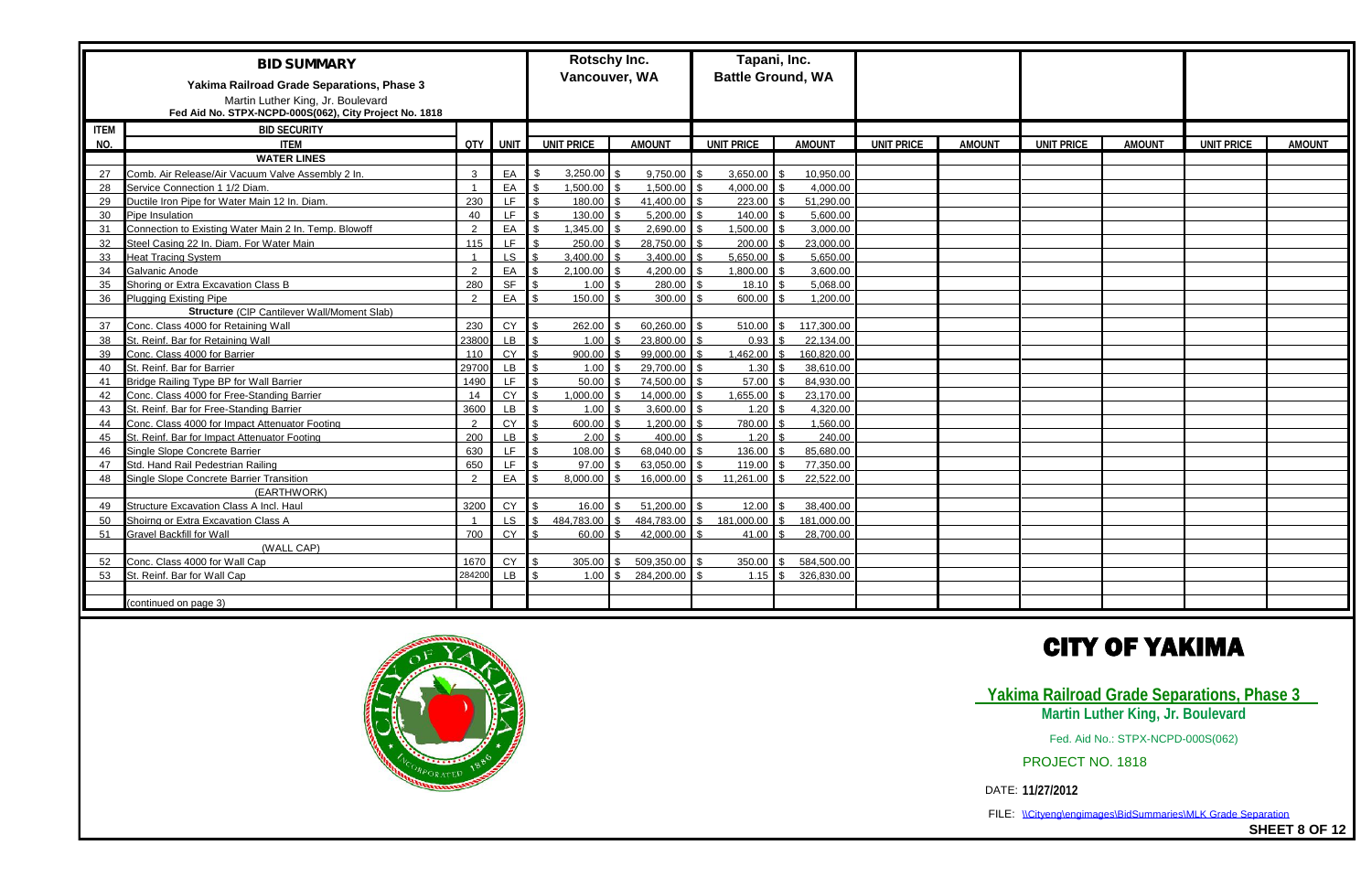| ITEM NO. | BID SUMMARY<br>Yakima Railroad Grade Separations, Phase 3<br>Martin Luther King, Jr. Boulevard<br>Fed Aid No. STPX-NCPD-000S(062), City Project No. 1818<br>BID SECURITY<br>ITEM | QTY | UNIT | Rotschy Inc.<br>Vancouver, WA<br>UNIT PRICE | <br><br>AMOUNT | Tapani, Inc.<br>Battle Ground, WA<br>UNIT PRICE | <br><br>AMOUNT | UNIT PRICE | AMOUNT | UNIT PRICE | AMOUNT | UNIT PRICE | AMOUNT |
|---|---|---|---|---|---|---|---|---|---|---|---|---|---|
| | **WATER LINES** | | | | | | | | | | | | |
| 27 | Comb. Air Release/Air Vacuum Valve Assembly 2 In. | 3 | EA | $ 3,250.00 | $ 9,750.00 | $ 3,650.00 | $ 10,950.00 | | | | | | |
| 28 | Service Connection 1 1/2 Diam. | 1 | EA | $ 1,500.00 | $ 1,500.00 | $ 4,000.00 | $ 4,000.00 | | | | | | |
| 29 | Ductile Iron Pipe for Water Main 12 In. Diam. | 230 | LF | $ 180.00 | $ 41,400.00 | $ 223.00 | $ 51,290.00 | | | | | | |
| 30 | Pipe Insulation | 40 | LF | $ 130.00 | $ 5,200.00 | $ 140.00 | $ 5,600.00 | | | | | | |
| 31 | Connection to Existing Water Main 2 In. Temp. Blowoff | 2 | EA | $ 1,345.00 | $ 2,690.00 | $ 1,500.00 | $ 3,000.00 | | | | | | |
| 32 | Steel Casing 22 In. Diam. For Water Main | 115 | LF | $ 250.00 | $ 28,750.00 | $ 200.00 | $ 23,000.00 | | | | | | |
| 33 | Heat Tracing System | 1 | LS | $ 3,400.00 | $ 3,400.00 | $ 5,650.00 | $ 5,650.00 | | | | | | |
| 34 | Galvanic Anode | 2 | EA | $ 2,100.00 | $ 4,200.00 | $ 1,800.00 | $ 3,600.00 | | | | | | |
| 35 | Shoring or Extra Excavation Class B | 280 | SF | $ 1.00 | $ 280.00 | $ 18.10 | $ 5,068.00 | | | | | | |
| 36 | Plugging Existing Pipe | 2 | EA | $ 150.00 | $ 300.00 | $ 600.00 | $ 1,200.00 | | | | | | |
| | **Structure** (CIP Cantilever Wall/Moment Slab) | | | | | | | | | | | | |
| 37 | Conc. Class 4000 for Retaining Wall | 230 | CY | $ 262.00 | $ 60,260.00 | $ 510.00 | $ 117,300.00 | | | | | | |
| 38 | St. Reinf. Bar for Retaining Wall | 23800 | LB | $ 1.00 | $ 23,800.00 | $ 0.93 | $ 22,134.00 | | | | | | |
| 39 | Conc. Class 4000 for Barrier | 110 | CY | $ 900.00 | $ 99,000.00 | $ 1,462.00 | $ 160,820.00 | | | | | | |
| 40 | St. Reinf. Bar for Barrier | 29700 | LB | $ 1.00 | $ 29,700.00 | $ 1.30 | $ 38,610.00 | | | | | | |
| 41 | Bridge Railing Type BP for Wall Barrier | 1490 | LF | $ 50.00 | $ 74,500.00 | $ 57.00 | $ 84,930.00 | | | | | | |
| 42 | Conc. Class 4000 for Free-Standing Barrier | 14 | CY | $ 1,000.00 | $ 14,000.00 | $ 1,655.00 | $ 23,170.00 | | | | | | |
| 43 | St. Reinf. Bar for Free-Standing Barrier | 3600 | LB | $ 1.00 | $ 3,600.00 | $ 1.20 | $ 4,320.00 | | | | | | |
| 44 | Conc. Class 4000 for Impact Attenuator Footing | 2 | CY | $ 600.00 | $ 1,200.00 | $ 780.00 | $ 1,560.00 | | | | | | |
| 45 | St. Reinf. Bar for Impact Attenuator Footing | 200 | LB | $ 2.00 | $ 400.00 | $ 1.20 | $ 240.00 | | | | | | |
| 46 | Single Slope Concrete Barrier | 630 | LF | $ 108.00 | $ 68,040.00 | $ 136.00 | $ 85,680.00 | | | | | | |
| 47 | Std. Hand Rail Pedestrian Railing | 650 | LF | $ 97.00 | $ 63,050.00 | $ 119.00 | $ 77,350.00 | | | | | | |
| 48 | Single Slope Concrete Barrier Transition | 2 | EA | $ 8,000.00 | $ 16,000.00 | $ 11,261.00 | $ 22,522.00 | | | | | | |
| | (EARTHWORK) | | | | | | | | | | | | |
| 49 | Structure Excavation Class A Incl. Haul | 3200 | CY | $ 16.00 | $ 51,200.00 | $ 12.00 | $ 38,400.00 | | | | | | |
| 50 | Shoirng or Extra Excavation Class A | 1 | LS | $ 484,783.00 | $ 484,783.00 | $ 181,000.00 | $ 181,000.00 | | | | | | |
| 51 | Gravel Backfill for Wall | 700 | CY | $ 60.00 | $ 42,000.00 | $ 41.00 | $ 28,700.00 | | | | | | |
| | (WALL CAP) | | | | | | | | | | | | |
| 52 | Conc. Class 4000 for Wall Cap | 1670 | CY | $ 305.00 | $ 509,350.00 | $ 350.00 | $ 584,500.00 | | | | | | |
| 53 | St. Reinf. Bar for Wall Cap | 284200 | LB | $ 1.00 | $ 284,200.00 | $ 1.15 | $ 326,830.00 | | | | | | |
| | (continued on page 3) | | | | | | | | | | | | |

# CITY OF YAKIMA

**Yakima Railroad Grade Separations, Phase 3**

**Martin Luther King, Jr. Boulevard**

Fed. Aid No.: STPX-NCPD-000S(062)

PROJECT NO. 1818

DATE: **11/27/2012**

FILE: \\Cityeng\engimages\BidSummaries\MLK Grade Separation

**SHEET 8 OF 12**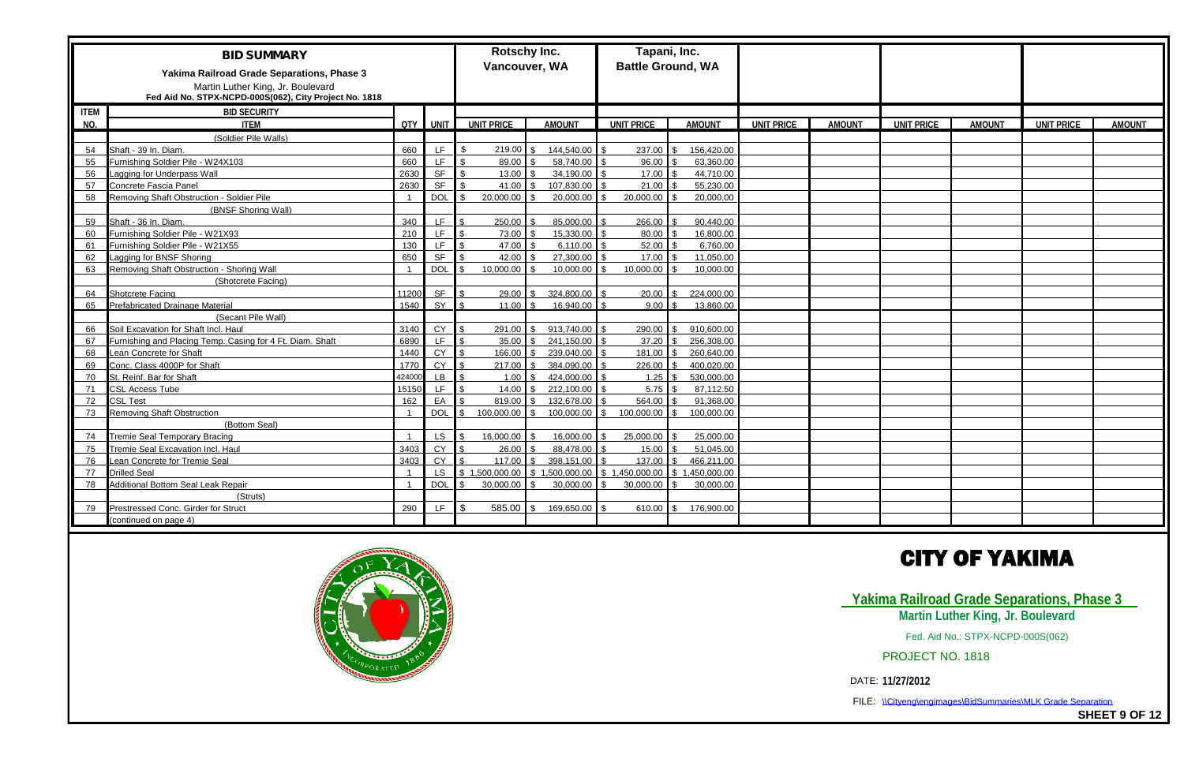# BID SUMMARY

**Yakima Railroad Grade Separations, Phase 3**

Martin Luther King, Jr. Boulevard

Fed Aid No. STPX-NCPD-000S(062), City Project No. 1818

| ITEM NO. | BID SECURITY / ITEM | QTY | UNIT | Rotschy Inc. Vancouver, WA UNIT PRICE | AMOUNT | Tapani, Inc. Battle Ground, WA UNIT PRICE | AMOUNT | UNIT PRICE | AMOUNT | UNIT PRICE | AMOUNT | UNIT PRICE | AMOUNT |
|---|---|---|---|---|---|---|---|---|---|---|---|---|---|
| | (Soldier Pile Walls) | | | | | | | | | | | | |
| 54 | Shaft - 39 In. Diam. | 660 | LF | $ 219.00 | $ 144,540.00 | $ 237.00 | $ 156,420.00 | | | | | | |
| 55 | Furnishing Soldier Pile - W24X103 | 660 | LF | $ 89.00 | $ 58,740.00 | $ 96.00 | $ 63,360.00 | | | | | | |
| 56 | Lagging for Underpass Wall | 2630 | SF | $ 13.00 | $ 34,190.00 | $ 17.00 | $ 44,710.00 | | | | | | |
| 57 | Concrete Fascia Panel | 2630 | SF | $ 41.00 | $ 107,830.00 | $ 21.00 | $ 55,230.00 | | | | | | |
| 58 | Removing Shaft Obstruction - Soldier Pile | 1 | DOL | $ 20,000.00 | $ 20,000.00 | $ 20,000.00 | $ 20,000.00 | | | | | | |
| | (BNSF Shoring Wall) | | | | | | | | | | | | |
| 59 | Shaft - 36 In. Diam. | 340 | LF | $ 250.00 | $ 85,000.00 | $ 266.00 | $ 90,440.00 | | | | | | |
| 60 | Furnishing Soldier Pile - W21X93 | 210 | LF | $ 73.00 | $ 15,330.00 | $ 80.00 | $ 16,800.00 | | | | | | |
| 61 | Furnishing Soldier Pile - W21X55 | 130 | LF | $ 47.00 | $ 6,110.00 | $ 52.00 | $ 6,760.00 | | | | | | |
| 62 | Lagging for BNSF Shoring | 650 | SF | $ 42.00 | $ 27,300.00 | $ 17.00 | $ 11,050.00 | | | | | | |
| 63 | Removing Shaft Obstruction - Shoring Wall | 1 | DOL | $ 10,000.00 | $ 10,000.00 | $ 10,000.00 | $ 10,000.00 | | | | | | |
| | (Shotcrete Facing) | | | | | | | | | | | | |
| 64 | Shotcrete Facing | 11200 | SF | $ 29.00 | $ 324,800.00 | $ 20.00 | $ 224,000.00 | | | | | | |
| 65 | Prefabricated Drainage Material | 1540 | SY | $ 11.00 | $ 16,940.00 | $ 9.00 | $ 13,860.00 | | | | | | |
| | (Secant Pile Wall) | | | | | | | | | | | | |
| 66 | Soil Excavation for Shaft Incl. Haul | 3140 | CY | $ 291.00 | $ 913,740.00 | $ 290.00 | $ 910,600.00 | | | | | | |
| 67 | Furnishing and Placing Temp. Casing for 4 Ft. Diam. Shaft | 6890 | LF | $ 35.00 | $ 241,150.00 | $ 37.20 | $ 256,308.00 | | | | | | |
| 68 | Lean Concrete for Shaft | 1440 | CY | $ 166.00 | $ 239,040.00 | $ 181.00 | $ 260,640.00 | | | | | | |
| 69 | Conc. Class 4000P for Shaft | 1770 | CY | $ 217.00 | $ 384,090.00 | $ 226.00 | $ 400,020.00 | | | | | | |
| 70 | St. Reinf. Bar for Shaft | 424000 | LB | $ 1.00 | $ 424,000.00 | $ 1.25 | $ 530,000.00 | | | | | | |
| 71 | CSL Access Tube | 15150 | LF | $ 14.00 | $ 212,100.00 | $ 5.75 | $ 87,112.50 | | | | | | |
| 72 | CSL Test | 162 | EA | $ 819.00 | $ 132,678.00 | $ 564.00 | $ 91,368.00 | | | | | | |
| 73 | Removing Shaft Obstruction | 1 | DOL | $ 100,000.00 | $ 100,000.00 | $ 100,000.00 | $ 100,000.00 | | | | | | |
| | (Bottom Seal) | | | | | | | | | | | | |
| 74 | Tremie Seal Temporary Bracing | 1 | LS | $ 16,000.00 | $ 16,000.00 | $ 25,000.00 | $ 25,000.00 | | | | | | |
| 75 | Tremie Seal Excavation Incl. Haul | 3403 | CY | $ 26.00 | $ 88,478.00 | $ 15.00 | $ 51,045.00 | | | | | | |
| 76 | Lean Concrete for Tremie Seal | 3403 | CY | $ 117.00 | $ 398,151.00 | $ 137.00 | $ 466,211.00 | | | | | | |
| 77 | Drilled Seal | 1 | LS | $ 1,500,000.00 | $ 1,500,000.00 | $ 1,450,000.00 | $ 1,450,000.00 | | | | | | |
| 78 | Additional Bottom Seal Leak Repair | 1 | DOL | $ 30,000.00 | $ 30,000.00 | $ 30,000.00 | $ 30,000.00 | | | | | | |
| | (Struts) | | | | | | | | | | | | |
| 79 | Prestressed Conc. Girder for Struct | 290 | LF | $ 585.00 | $ 169,650.00 | $ 610.00 | $ 176,900.00 | | | | | | |
| | (continued on page 4) | | | | | | | | | | | | |

# CITY OF YAKIMA

**Yakima Railroad Grade Separations, Phase 3**

**Martin Luther King, Jr. Boulevard**

Fed. Aid No.: STPX-NCPD-000S(062)

PROJECT NO. 1818

DATE: **11/27/2012**

FILE: \\Cityeng\engimages\BidSummaries\MLK Grade Separation

**SHEET 9 OF 12**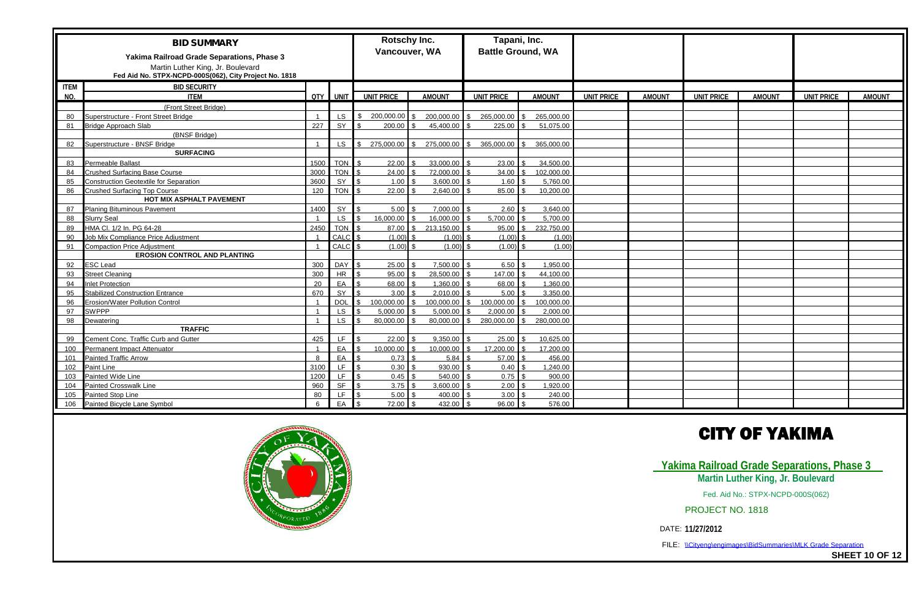# BID SUMMARY

**Yakima Railroad Grade Separations, Phase 3**

Martin Luther King, Jr. Boulevard

Fed Aid No. STPX-NCPD-000S(062), City Project No. 1818

| ITEM | BID SECURITY | | | Rotschy Inc. Vancouver, WA | | Tapani, Inc. Battle Ground, WA | | | | | | | |
|---|---|---|---|---|---|---|---|---|---|---|---|---|---|
| NO. | ITEM | QTY | UNIT | UNIT PRICE | AMOUNT | UNIT PRICE | AMOUNT | UNIT PRICE | AMOUNT | UNIT PRICE | AMOUNT | UNIT PRICE | AMOUNT |
| | (Front Street Bridge) | | | | | | | | | | | | |
| 80 | Superstructure - Front Street Bridge | 1 | LS | $ 200,000.00 | $ 200,000.00 | $ 265,000.00 | $ 265,000.00 | | | | | | |
| 81 | Bridge Approach Slab | 227 | SY | $ 200.00 | $ 45,400.00 | $ 225.00 | $ 51,075.00 | | | | | | |
| | (BNSF Bridge) | | | | | | | | | | | | |
| 82 | Superstructure - BNSF Bridge | 1 | LS | $ 275,000.00 | $ 275,000.00 | $ 365,000.00 | $ 365,000.00 | | | | | | |
| | **SURFACING** | | | | | | | | | | | | |
| 83 | Permeable Ballast | 1500 | TON | $ 22.00 | $ 33,000.00 | $ 23.00 | $ 34,500.00 | | | | | | |
| 84 | Crushed Surfacing Base Course | 3000 | TON | $ 24.00 | $ 72,000.00 | $ 34.00 | $ 102,000.00 | | | | | | |
| 85 | Construction Geotextile for Separation | 3600 | SY | $ 1.00 | $ 3,600.00 | $ 1.60 | $ 5,760.00 | | | | | | |
| 86 | Crushed Surfacing Top Course | 120 | TON | $ 22.00 | $ 2,640.00 | $ 85.00 | $ 10,200.00 | | | | | | |
| | **HOT MIX ASPHALT PAVEMENT** | | | | | | | | | | | | |
| 87 | Planing Bituminous Pavement | 1400 | SY | $ 5.00 | $ 7,000.00 | $ 2.60 | $ 3,640.00 | | | | | | |
| 88 | Slurry Seal | 1 | LS | $ 16,000.00 | $ 16,000.00 | $ 5,700.00 | $ 5,700.00 | | | | | | |
| 89 | HMA Cl. 1/2 In. PG 64-28 | 2450 | TON | $ 87.00 | $ 213,150.00 | $ 95.00 | $ 232,750.00 | | | | | | |
| 90 | Job Mix Compliance Price Adjustment | 1 | CALC | $ (1.00) | $ (1.00) | $ (1.00) | $ (1.00) | | | | | | |
| 91 | Compaction Price Adjustment | 1 | CALC | $ (1.00) | $ (1.00) | $ (1.00) | $ (1.00) | | | | | | |
| | **EROSION CONTROL AND PLANTING** | | | | | | | | | | | | |
| 92 | ESC Lead | 300 | DAY | $ 25.00 | $ 7,500.00 | $ 6.50 | $ 1,950.00 | | | | | | |
| 93 | Street Cleaning | 300 | HR | $ 95.00 | $ 28,500.00 | $ 147.00 | $ 44,100.00 | | | | | | |
| 94 | Inlet Protection | 20 | EA | $ 68.00 | $ 1,360.00 | $ 68.00 | $ 1,360.00 | | | | | | |
| 95 | Stabilized Construction Entrance | 670 | SY | $ 3.00 | $ 2,010.00 | $ 5.00 | $ 3,350.00 | | | | | | |
| 96 | Erosion/Water Pollution Control | 1 | DOL | $ 100,000.00 | $ 100,000.00 | $ 100,000.00 | $ 100,000.00 | | | | | | |
| 97 | SWPPP | 1 | LS | $ 5,000.00 | $ 5,000.00 | $ 2,000.00 | $ 2,000.00 | | | | | | |
| 98 | Dewatering | 1 | LS | $ 80,000.00 | $ 80,000.00 | $ 280,000.00 | $ 280,000.00 | | | | | | |
| | **TRAFFIC** | | | | | | | | | | | | |
| 99 | Cement Conc. Traffic Curb and Gutter | 425 | LF | $ 22.00 | $ 9,350.00 | $ 25.00 | $ 10,625.00 | | | | | | |
| 100 | Permanent Impact Attenuator | 1 | EA | $ 10,000.00 | $ 10,000.00 | $ 17,200.00 | $ 17,200.00 | | | | | | |
| 101 | Painted Traffic Arrow | 8 | EA | $ 0.73 | $ 5.84 | $ 57.00 | $ 456.00 | | | | | | |
| 102 | Paint Line | 3100 | LF | $ 0.30 | $ 930.00 | $ 0.40 | $ 1,240.00 | | | | | | |
| 103 | Painted Wide Line | 1200 | LF | $ 0.45 | $ 540.00 | $ 0.75 | $ 900.00 | | | | | | |
| 104 | Painted Crosswalk Line | 960 | SF | $ 3.75 | $ 3,600.00 | $ 2.00 | $ 1,920.00 | | | | | | |
| 105 | Painted Stop Line | 80 | LF | $ 5.00 | $ 400.00 | $ 3.00 | $ 240.00 | | | | | | |
| 106 | Painted Bicycle Lane Symbol | 6 | EA | $ 72.00 | $ 432.00 | $ 96.00 | $ 576.00 | | | | | | |

# CITY OF YAKIMA

**Yakima Railroad Grade Separations, Phase 3**

**Martin Luther King, Jr. Boulevard**

Fed. Aid No.: STPX-NCPD-000S(062)

PROJECT NO. 1818

DATE: **11/27/2012**

FILE: \\Cityeng\engimages\BidSummaries\MLK Grade Separation

**SHEET 10 OF 12**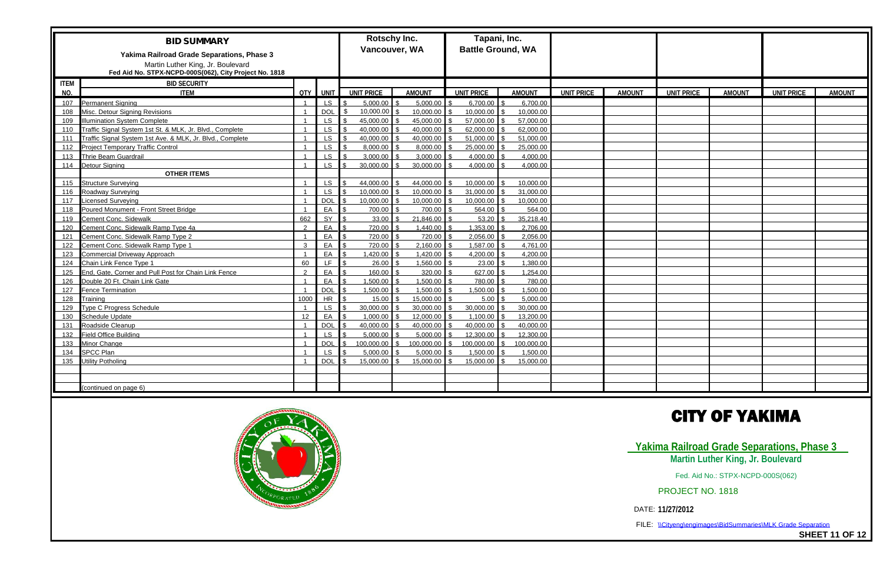# BID SUMMARY

**Yakima Railroad Grade Separations, Phase 3**

Martin Luther King, Jr. Boulevard

Fed Aid No. STPX-NCPD-000S(062), City Project No. 1818

| ITEM NO. | ITEM | QTY | UNIT | Rotschy Inc. Vancouver, WA UNIT PRICE | | Tapani, Inc. Battle Ground, WA UNIT PRICE | | UNIT PRICE | AMOUNT | UNIT PRICE | AMOUNT | UNIT PRICE | AMOUNT |
|---|---|---|---|---|---|---|---|---|---|---|---|---|---|
| | BID SECURITY | | | UNIT PRICE | AMOUNT | UNIT PRICE | AMOUNT | | | | | | |
| 107 | Permanent Signing | 1 | LS | $ 5,000.00 | $ 5,000.00 | $ 6,700.00 | $ 6,700.00 | | | | | | |
| 108 | Misc. Detour Signing Revisions | 1 | DOL | $ 10,000.00 | $ 10,000.00 | $ 10,000.00 | $ 10,000.00 | | | | | | |
| 109 | Illumination System Complete | 1 | LS | $ 45,000.00 | $ 45,000.00 | $ 57,000.00 | $ 57,000.00 | | | | | | |
| 110 | Traffic Signal System 1st St. & MLK, Jr. Blvd., Complete | 1 | LS | $ 40,000.00 | $ 40,000.00 | $ 62,000.00 | $ 62,000.00 | | | | | | |
| 111 | Traffic Signal System 1st Ave. & MLK, Jr. Blvd., Complete | 1 | LS | $ 40,000.00 | $ 40,000.00 | $ 51,000.00 | $ 51,000.00 | | | | | | |
| 112 | Project Temporary Traffic Control | 1 | LS | $ 8,000.00 | $ 8,000.00 | $ 25,000.00 | $ 25,000.00 | | | | | | |
| 113 | Thrie Beam Guardrail | 1 | LS | $ 3,000.00 | $ 3,000.00 | $ 4,000.00 | $ 4,000.00 | | | | | | |
| 114 | Detour Signing | 1 | LS | $ 30,000.00 | $ 30,000.00 | $ 4,000.00 | $ 4,000.00 | | | | | | |
| | **OTHER ITEMS** | | | | | | | | | | | | |
| 115 | Structure Surveying | 1 | LS | $ 44,000.00 | $ 44,000.00 | $ 10,000.00 | $ 10,000.00 | | | | | | |
| 116 | Roadway Surveying | 1 | LS | $ 10,000.00 | $ 10,000.00 | $ 31,000.00 | $ 31,000.00 | | | | | | |
| 117 | Licensed Surveying | 1 | DOL | $ 10,000.00 | $ 10,000.00 | $ 10,000.00 | $ 10,000.00 | | | | | | |
| 118 | Poured Monument - Front Street Bridge | 1 | EA | $ 700.00 | $ 700.00 | $ 564.00 | $ 564.00 | | | | | | |
| 119 | Cement Conc. Sidewalk | 662 | SY | $ 33.00 | $ 21,846.00 | $ 53.20 | $ 35,218.40 | | | | | | |
| 120 | Cement Conc. Sidewalk Ramp Type 4a | 2 | EA | $ 720.00 | $ 1,440.00 | $ 1,353.00 | $ 2,706.00 | | | | | | |
| 121 | Cement Conc. Sidewalk Ramp Type 2 | 1 | EA | $ 720.00 | $ 720.00 | $ 2,056.00 | $ 2,056.00 | | | | | | |
| 122 | Cement Conc. Sidewalk Ramp Type 1 | 3 | EA | $ 720.00 | $ 2,160.00 | $ 1,587.00 | $ 4,761.00 | | | | | | |
| 123 | Commercial Driveway Approach | 1 | EA | $ 1,420.00 | $ 1,420.00 | $ 4,200.00 | $ 4,200.00 | | | | | | |
| 124 | Chain Link Fence Type 1 | 60 | LF | $ 26.00 | $ 1,560.00 | $ 23.00 | $ 1,380.00 | | | | | | |
| 125 | End, Gate, Corner and Pull Post for Chain Link Fence | 2 | EA | $ 160.00 | $ 320.00 | $ 627.00 | $ 1,254.00 | | | | | | |
| 126 | Double 20 Ft. Chain Link Gate | 1 | EA | $ 1,500.00 | $ 1,500.00 | $ 780.00 | $ 780.00 | | | | | | |
| 127 | Fence Termination | 1 | DOL | $ 1,500.00 | $ 1,500.00 | $ 1,500.00 | $ 1,500.00 | | | | | | |
| 128 | Training | 1000 | HR | $ 15.00 | $ 15,000.00 | $ 5.00 | $ 5,000.00 | | | | | | |
| 129 | Type C Progress Schedule | 1 | LS | $ 30,000.00 | $ 30,000.00 | $ 30,000.00 | $ 30,000.00 | | | | | | |
| 130 | Schedule Update | 12 | EA | $ 1,000.00 | $ 12,000.00 | $ 1,100.00 | $ 13,200.00 | | | | | | |
| 131 | Roadside Cleanup | 1 | DOL | $ 40,000.00 | $ 40,000.00 | $ 40,000.00 | $ 40,000.00 | | | | | | |
| 132 | Field Office Building | 1 | LS | $ 5,000.00 | $ 5,000.00 | $ 12,300.00 | $ 12,300.00 | | | | | | |
| 133 | Minor Change | 1 | DOL | $ 100,000.00 | $ 100,000.00 | $ 100,000.00 | $ 100,000.00 | | | | | | |
| 134 | SPCC Plan | 1 | LS | $ 5,000.00 | $ 5,000.00 | $ 1,500.00 | $ 1,500.00 | | | | | | |
| 135 | Utility Potholing | 1 | DOL | $ 15,000.00 | $ 15,000.00 | $ 15,000.00 | $ 15,000.00 | | | | | | |
| | (continued on page 6) | | | | | | | | | | | | |

# CITY OF YAKIMA

**Yakima Railroad Grade Separations, Phase 3**

**Martin Luther King, Jr. Boulevard**

Fed. Aid No.: STPX-NCPD-000S(062)

PROJECT NO. 1818

DATE: **11/27/2012**

FILE: \\Cityeng\engimages\BidSummaries\MLK Grade Separation

**SHEET 11 OF 12**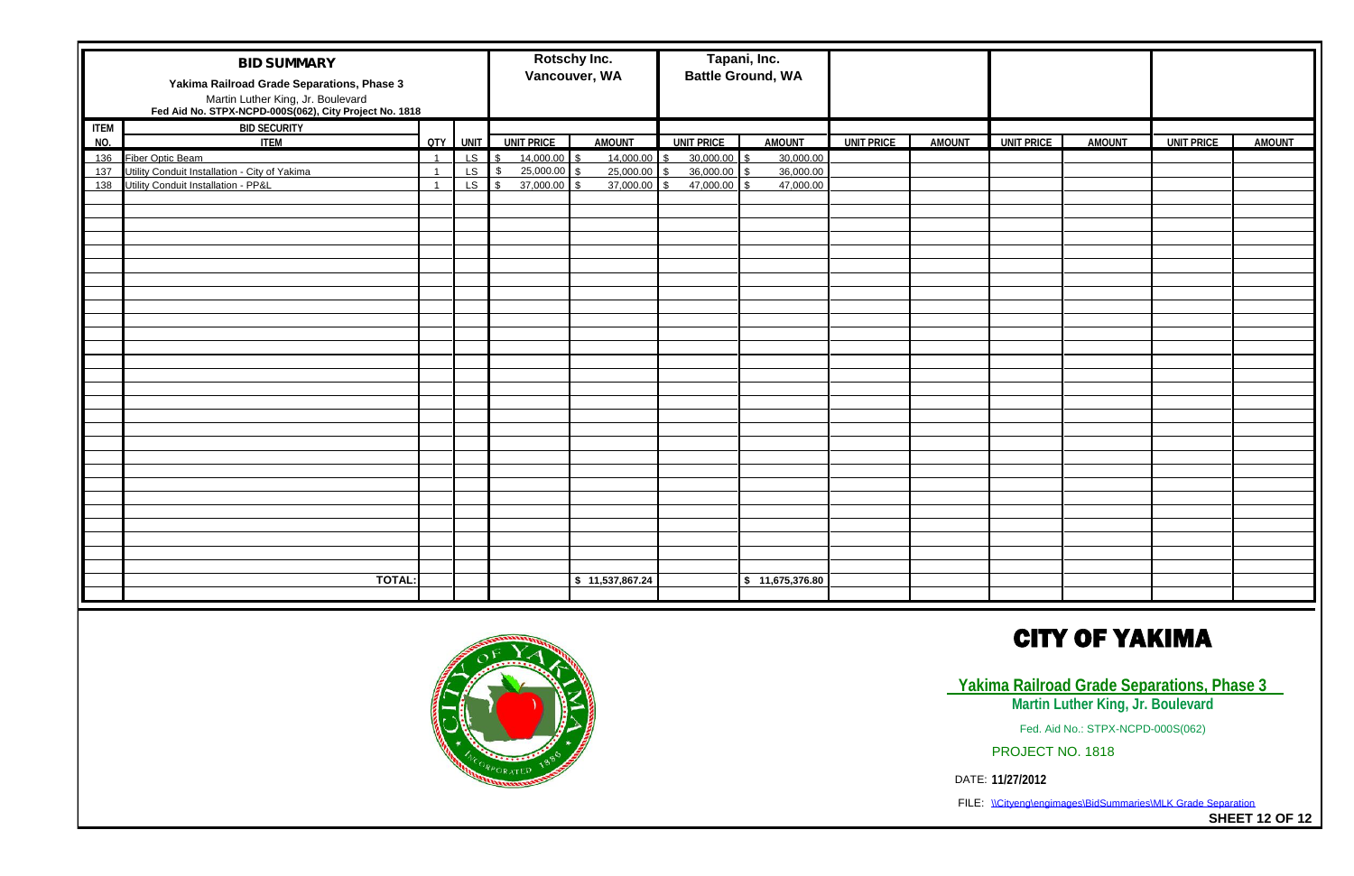**BID SUMMARY**

**Yakima Railroad Grade Separations, Phase 3**

Martin Luther King, Jr. Boulevard

**Fed Aid No. STPX-NCPD-000S(062), City Project No. 1818**

| ITEM NO. | BID SECURITY / ITEM | QTY | UNIT | Rotschy Inc. Vancouver, WA UNIT PRICE | AMOUNT | Tapani, Inc. Battle Ground, WA UNIT PRICE | AMOUNT | UNIT PRICE | AMOUNT | UNIT PRICE | AMOUNT | UNIT PRICE | AMOUNT |
|---|---|---|---|---|---|---|---|---|---|---|---|---|---|
| 136 | Fiber Optic Beam | 1 | LS | $ 14,000.00 | $ 14,000.00 | $ 30,000.00 | $ 30,000.00 | | | | | | |
| 137 | Utility Conduit Installation - City of Yakima | 1 | LS | $ 25,000.00 | $ 25,000.00 | $ 36,000.00 | $ 36,000.00 | | | | | | |
| 138 | Utility Conduit Installation - PP&L | 1 | LS | $ 37,000.00 | $ 37,000.00 | $ 47,000.00 | $ 47,000.00 | | | | | | |
| | **TOTAL:** | | | | $ 11,537,867.24 | | $ 11,675,376.80 | | | | | | |

# CITY OF YAKIMA

**Yakima Railroad Grade Separations, Phase 3**

**Martin Luther King, Jr. Boulevard**

Fed. Aid No.: STPX-NCPD-000S(062)

PROJECT NO. 1818

DATE: **11/27/2012**

FILE: \\Cityeng\engimages\BidSummaries\MLK Grade Separation

**SHEET 12 OF 12**